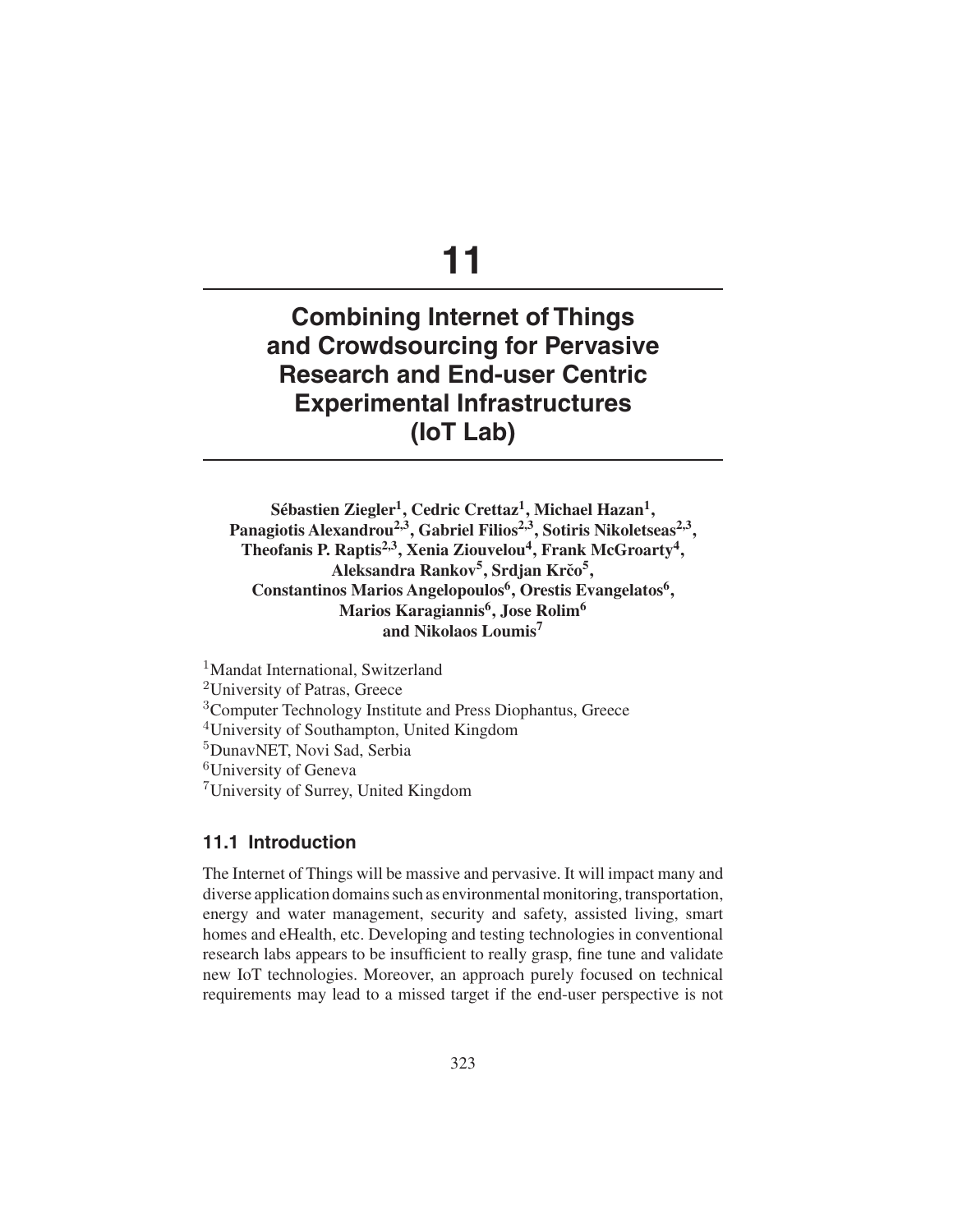# 11

# Combining Internet of Things and Crowdsourcing for Pervasive Research and End-user Centric Experimental Infrastructures (IoT Lab)

**Sébastien Ziegler[1], Cedric Crettaz[1], Michael Hazan[1], Panagiotis Alexandrou[2,3], Gabriel Filios[2,3], Sotiris Nikoletseas[2,3], Theofanis P. Raptis[2,3], Xenia Ziouvelou[4], Frank McGroarty[4], Aleksandra Rankov[5], Srdjan Krčo[5], Constantinos Marios Angelopoulos[6], Orestis Evangelatos[6], Marios Karagiannis[6], Jose Rolim[6] and Nikolaos Loumis[7]**

[1]Mandat International, Switzerland
[2]University of Patras, Greece
[3]Computer Technology Institute and Press Diophantus, Greece
[4]University of Southampton, United Kingdom
[5]DunavNET, Novi Sad, Serbia
[6]University of Geneva
[7]University of Surrey, United Kingdom

## 11.1 Introduction

The Internet of Things will be massive and pervasive. It will impact many and diverse application domains such as environmental monitoring, transportation, energy and water management, security and safety, assisted living, smart homes and eHealth, etc. Developing and testing technologies in conventional research labs appears to be insufficient to really grasp, fine tune and validate new IoT technologies. Moreover, an approach purely focused on technical requirements may lead to a missed target if the end-user perspective is not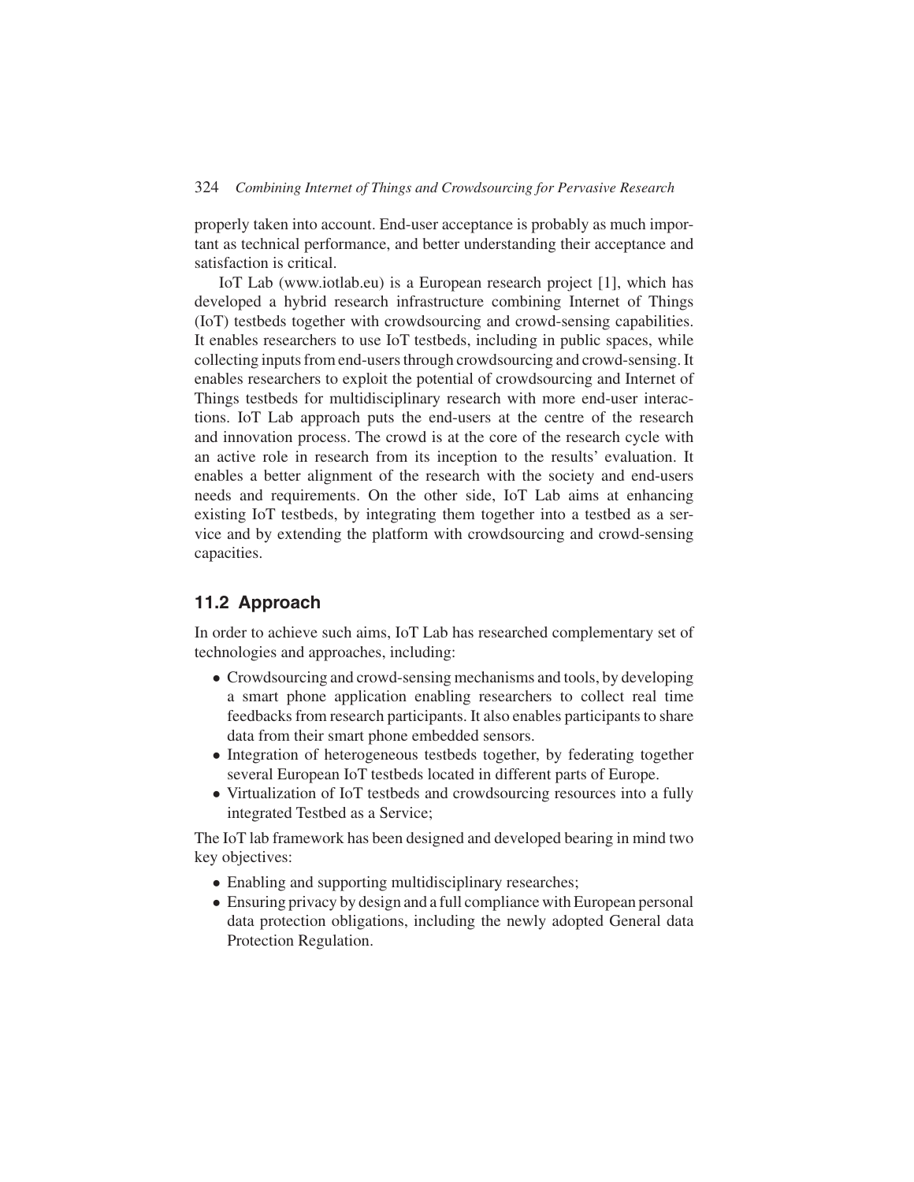properly taken into account. End-user acceptance is probably as much important as technical performance, and better understanding their acceptance and satisfaction is critical.

IoT Lab (www.iotlab.eu) is a European research project [1], which has developed a hybrid research infrastructure combining Internet of Things (IoT) testbeds together with crowdsourcing and crowd-sensing capabilities. It enables researchers to use IoT testbeds, including in public spaces, while collecting inputs from end-users through crowdsourcing and crowd-sensing. It enables researchers to exploit the potential of crowdsourcing and Internet of Things testbeds for multidisciplinary research with more end-user interactions. IoT Lab approach puts the end-users at the centre of the research and innovation process. The crowd is at the core of the research cycle with an active role in research from its inception to the results' evaluation. It enables a better alignment of the research with the society and end-users needs and requirements. On the other side, IoT Lab aims at enhancing existing IoT testbeds, by integrating them together into a testbed as a service and by extending the platform with crowdsourcing and crowd-sensing capacities.

## 11.2 Approach

In order to achieve such aims, IoT Lab has researched complementary set of technologies and approaches, including:

- Crowdsourcing and crowd-sensing mechanisms and tools, by developing a smart phone application enabling researchers to collect real time feedbacks from research participants. It also enables participants to share data from their smart phone embedded sensors.
- Integration of heterogeneous testbeds together, by federating together several European IoT testbeds located in different parts of Europe.
- Virtualization of IoT testbeds and crowdsourcing resources into a fully integrated Testbed as a Service;

The IoT lab framework has been designed and developed bearing in mind two key objectives:

- Enabling and supporting multidisciplinary researches;
- Ensuring privacy by design and a full compliance with European personal data protection obligations, including the newly adopted General data Protection Regulation.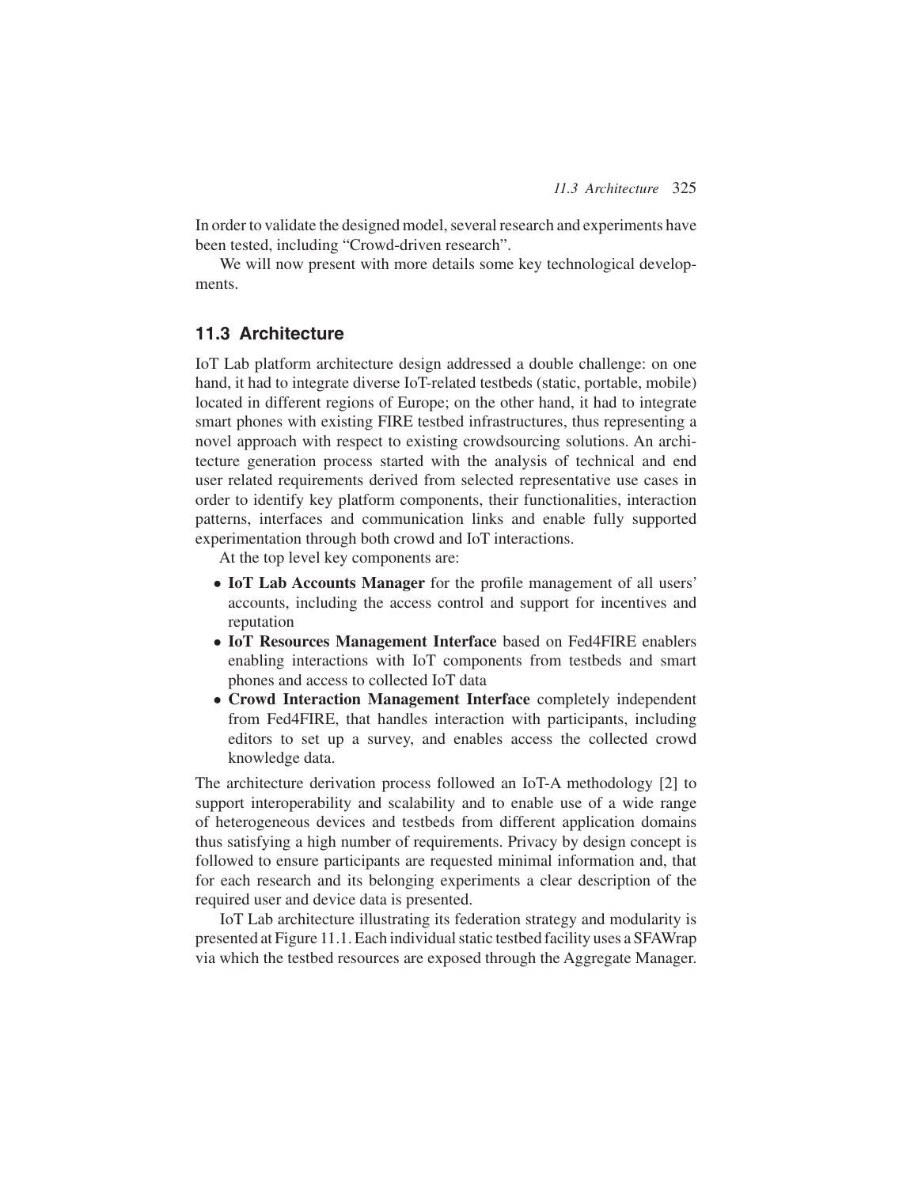In order to validate the designed model, several research and experiments have been tested, including "Crowd-driven research".

We will now present with more details some key technological developments.

## 11.3 Architecture

IoT Lab platform architecture design addressed a double challenge: on one hand, it had to integrate diverse IoT-related testbeds (static, portable, mobile) located in different regions of Europe; on the other hand, it had to integrate smart phones with existing FIRE testbed infrastructures, thus representing a novel approach with respect to existing crowdsourcing solutions. An architecture generation process started with the analysis of technical and end user related requirements derived from selected representative use cases in order to identify key platform components, their functionalities, interaction patterns, interfaces and communication links and enable fully supported experimentation through both crowd and IoT interactions.

At the top level key components are:

- **IoT Lab Accounts Manager** for the profile management of all users' accounts, including the access control and support for incentives and reputation
- **IoT Resources Management Interface** based on Fed4FIRE enablers enabling interactions with IoT components from testbeds and smart phones and access to collected IoT data
- **Crowd Interaction Management Interface** completely independent from Fed4FIRE, that handles interaction with participants, including editors to set up a survey, and enables access the collected crowd knowledge data.

The architecture derivation process followed an IoT-A methodology [2] to support interoperability and scalability and to enable use of a wide range of heterogeneous devices and testbeds from different application domains thus satisfying a high number of requirements. Privacy by design concept is followed to ensure participants are requested minimal information and, that for each research and its belonging experiments a clear description of the required user and device data is presented.

IoT Lab architecture illustrating its federation strategy and modularity is presented at Figure 11.1. Each individual static testbed facility uses a SFAWrap via which the testbed resources are exposed through the Aggregate Manager.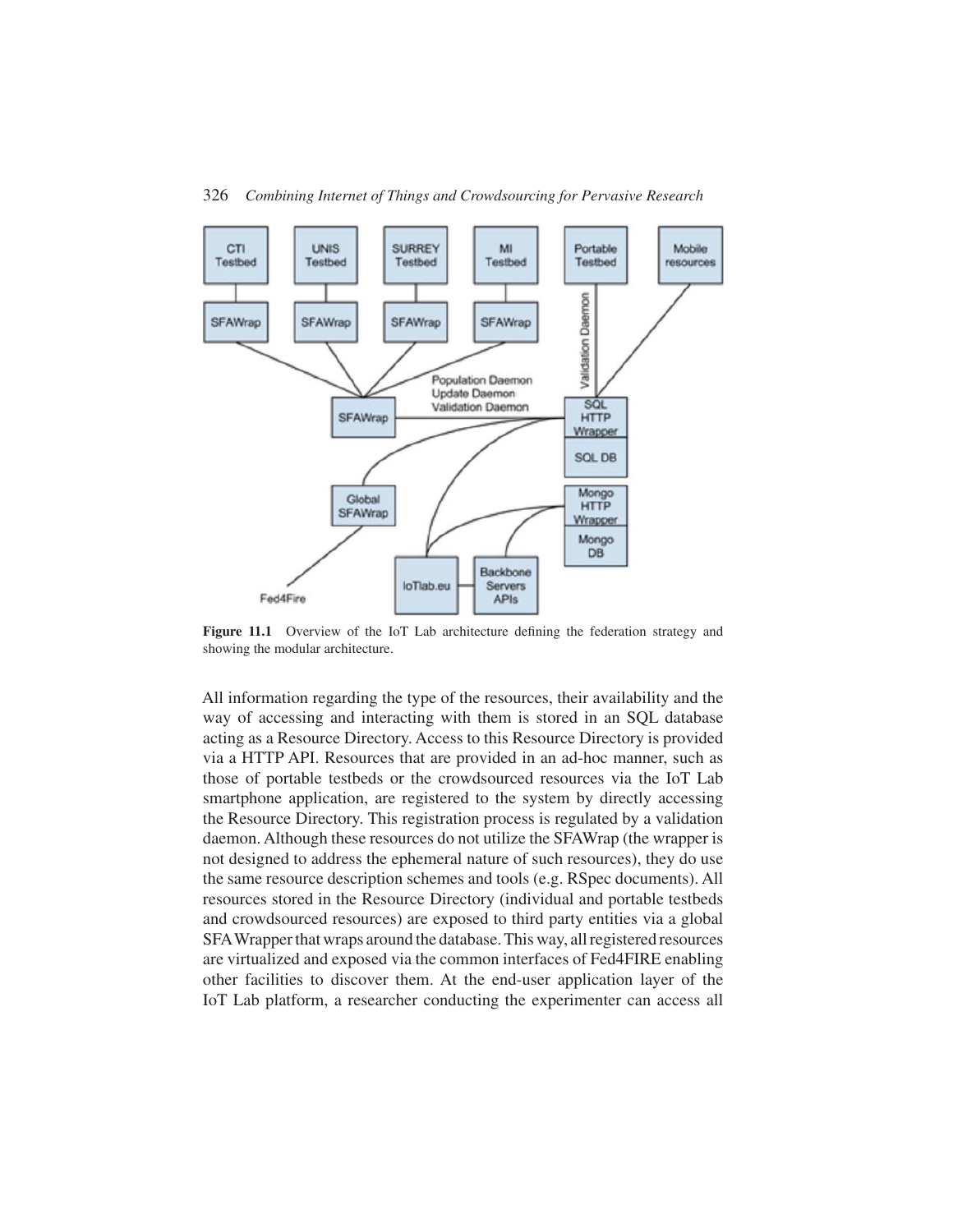**Figure 11.1** Overview of the IoT Lab architecture defining the federation strategy and showing the modular architecture.

All information regarding the type of the resources, their availability and the way of accessing and interacting with them is stored in an SQL database acting as a Resource Directory. Access to this Resource Directory is provided via a HTTP API. Resources that are provided in an ad-hoc manner, such as those of portable testbeds or the crowdsourced resources via the IoT Lab smartphone application, are registered to the system by directly accessing the Resource Directory. This registration process is regulated by a validation daemon. Although these resources do not utilize the SFAWrap (the wrapper is not designed to address the ephemeral nature of such resources), they do use the same resource description schemes and tools (e.g. RSpec documents). All resources stored in the Resource Directory (individual and portable testbeds and crowdsourced resources) are exposed to third party entities via a global SFA Wrapper that wraps around the database. This way, all registered resources are virtualized and exposed via the common interfaces of Fed4FIRE enabling other facilities to discover them. At the end-user application layer of the IoT Lab platform, a researcher conducting the experimenter can access all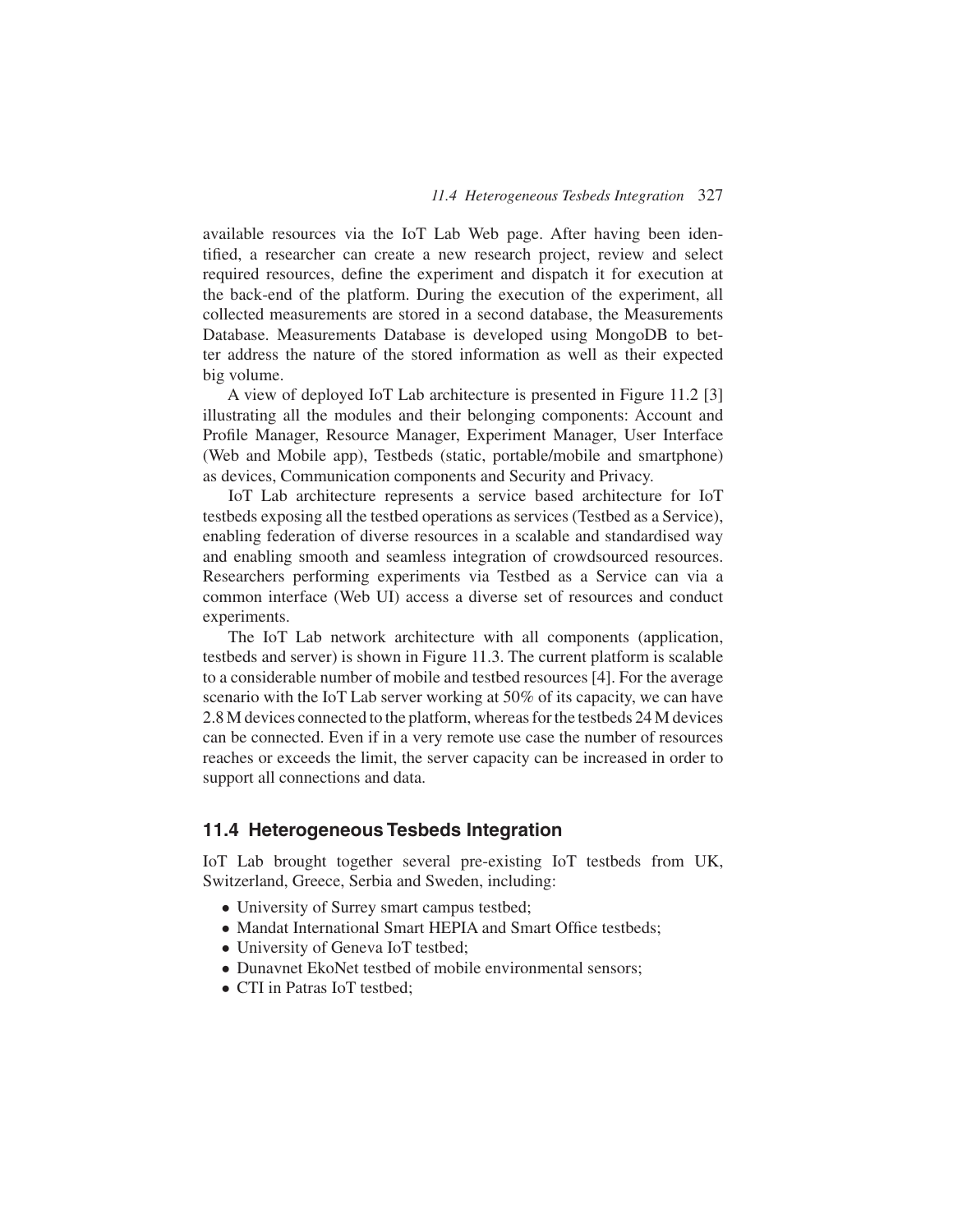available resources via the IoT Lab Web page. After having been identified, a researcher can create a new research project, review and select required resources, define the experiment and dispatch it for execution at the back-end of the platform. During the execution of the experiment, all collected measurements are stored in a second database, the Measurements Database. Measurements Database is developed using MongoDB to better address the nature of the stored information as well as their expected big volume.

A view of deployed IoT Lab architecture is presented in Figure 11.2 [3] illustrating all the modules and their belonging components: Account and Profile Manager, Resource Manager, Experiment Manager, User Interface (Web and Mobile app), Testbeds (static, portable/mobile and smartphone) as devices, Communication components and Security and Privacy.

IoT Lab architecture represents a service based architecture for IoT testbeds exposing all the testbed operations as services (Testbed as a Service), enabling federation of diverse resources in a scalable and standardised way and enabling smooth and seamless integration of crowdsourced resources. Researchers performing experiments via Testbed as a Service can via a common interface (Web UI) access a diverse set of resources and conduct experiments.

The IoT Lab network architecture with all components (application, testbeds and server) is shown in Figure 11.3. The current platform is scalable to a considerable number of mobile and testbed resources [4]. For the average scenario with the IoT Lab server working at 50% of its capacity, we can have 2.8 M devices connected to the platform, whereas for the testbeds 24 M devices can be connected. Even if in a very remote use case the number of resources reaches or exceeds the limit, the server capacity can be increased in order to support all connections and data.

## 11.4 Heterogeneous Tesbeds Integration

IoT Lab brought together several pre-existing IoT testbeds from UK, Switzerland, Greece, Serbia and Sweden, including:

- University of Surrey smart campus testbed;
- Mandat International Smart HEPIA and Smart Office testbeds;
- University of Geneva IoT testbed;
- Dunavnet EkoNet testbed of mobile environmental sensors;
- CTI in Patras IoT testbed;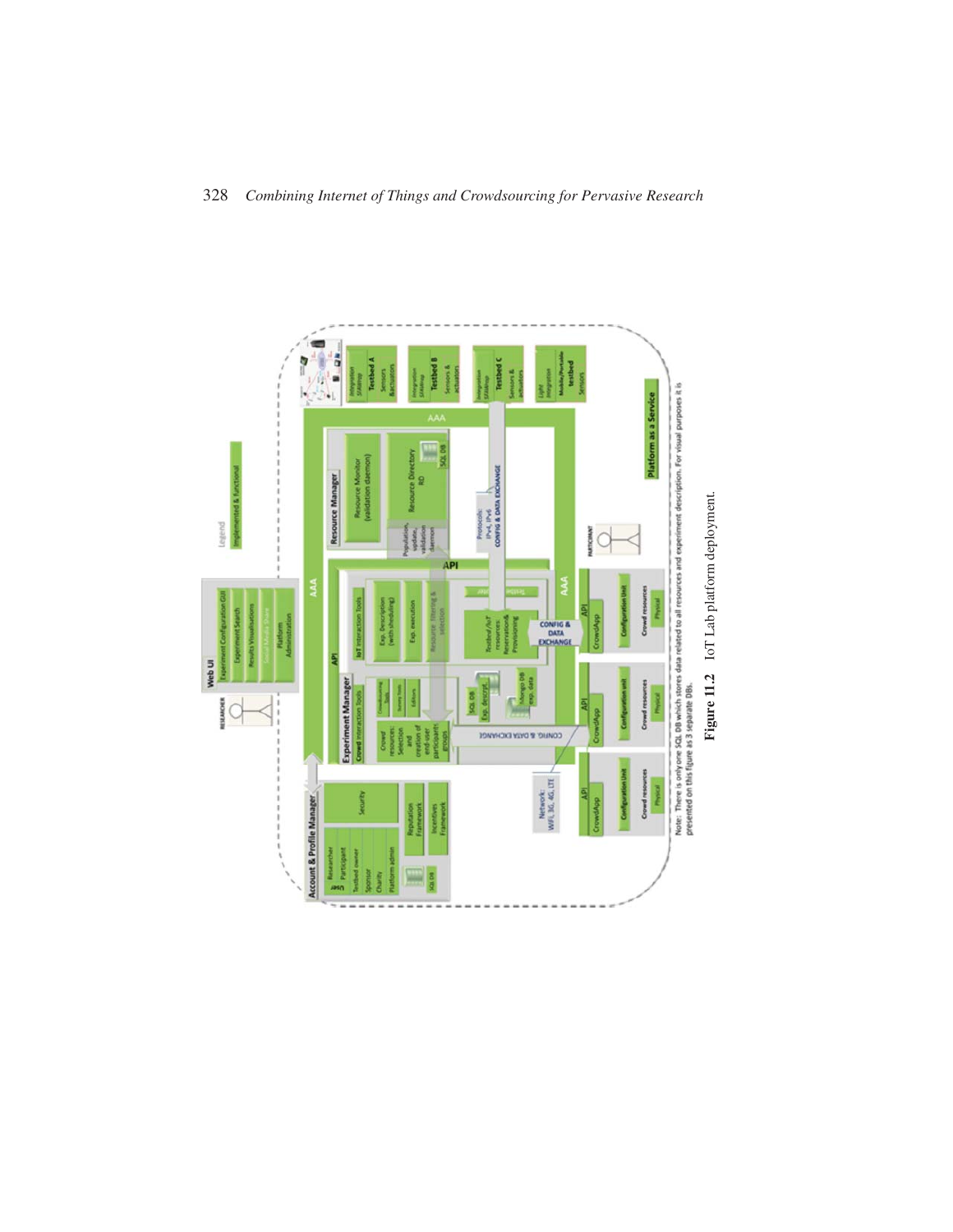Figure 11.2 IoT Lab platform deployment.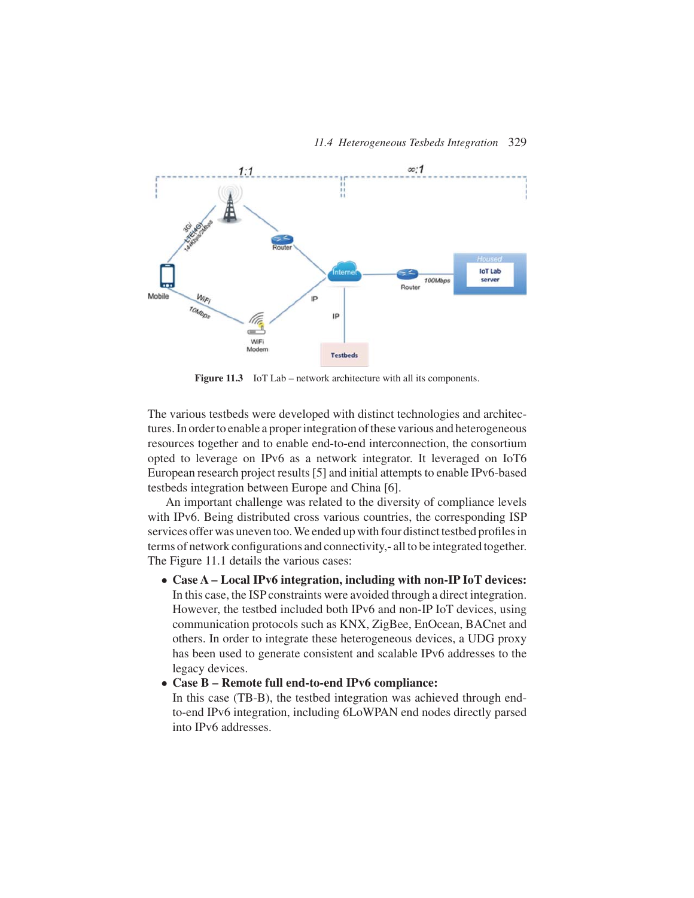Figure 11.3 IoT Lab – network architecture with all its components.

The various testbeds were developed with distinct technologies and architectures. In order to enable a proper integration of these various and heterogeneous resources together and to enable end-to-end interconnection, the consortium opted to leverage on IPv6 as a network integrator. It leveraged on IoT6 European research project results [5] and initial attempts to enable IPv6-based testbeds integration between Europe and China [6].

An important challenge was related to the diversity of compliance levels with IPv6. Being distributed cross various countries, the corresponding ISP services offer was uneven too. We ended up with four distinct testbed profiles in terms of network configurations and connectivity,- all to be integrated together. The Figure 11.1 details the various cases:

- **Case A – Local IPv6 integration, including with non-IP IoT devices:** In this case, the ISP constraints were avoided through a direct integration. However, the testbed included both IPv6 and non-IP IoT devices, using communication protocols such as KNX, ZigBee, EnOcean, BACnet and others. In order to integrate these heterogeneous devices, a UDG proxy has been used to generate consistent and scalable IPv6 addresses to the legacy devices.
- **Case B – Remote full end-to-end IPv6 compliance:** In this case (TB-B), the testbed integration was achieved through end-to-end IPv6 integration, including 6LoWPAN end nodes directly parsed into IPv6 addresses.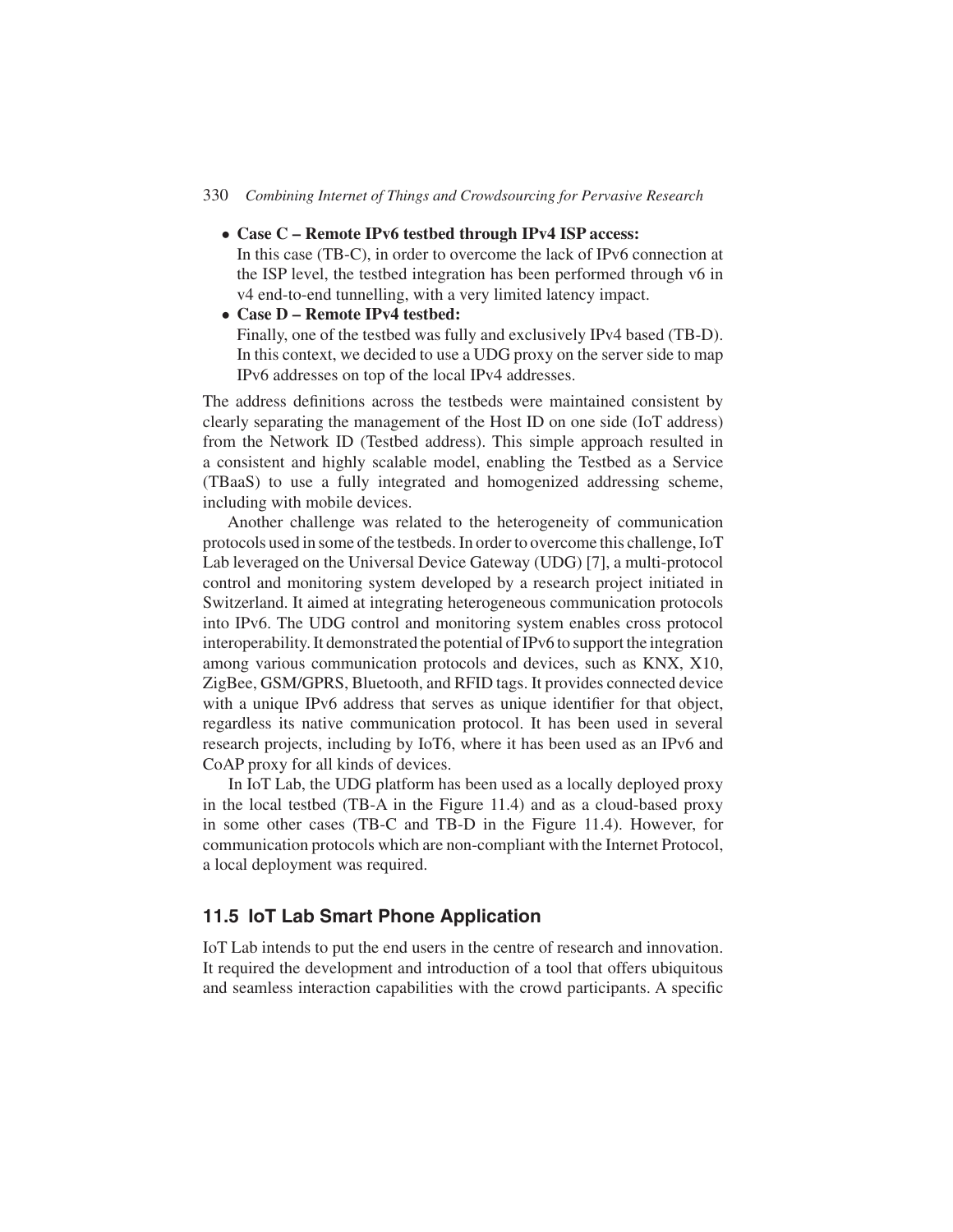- **Case C – Remote IPv6 testbed through IPv4 ISP access:**
  In this case (TB-C), in order to overcome the lack of IPv6 connection at the ISP level, the testbed integration has been performed through v6 in v4 end-to-end tunnelling, with a very limited latency impact.
- **Case D – Remote IPv4 testbed:**
  Finally, one of the testbed was fully and exclusively IPv4 based (TB-D). In this context, we decided to use a UDG proxy on the server side to map IPv6 addresses on top of the local IPv4 addresses.

The address definitions across the testbeds were maintained consistent by clearly separating the management of the Host ID on one side (IoT address) from the Network ID (Testbed address). This simple approach resulted in a consistent and highly scalable model, enabling the Testbed as a Service (TBaaS) to use a fully integrated and homogenized addressing scheme, including with mobile devices.

Another challenge was related to the heterogeneity of communication protocols used in some of the testbeds. In order to overcome this challenge, IoT Lab leveraged on the Universal Device Gateway (UDG) [7], a multi-protocol control and monitoring system developed by a research project initiated in Switzerland. It aimed at integrating heterogeneous communication protocols into IPv6. The UDG control and monitoring system enables cross protocol interoperability. It demonstrated the potential of IPv6 to support the integration among various communication protocols and devices, such as KNX, X10, ZigBee, GSM/GPRS, Bluetooth, and RFID tags. It provides connected device with a unique IPv6 address that serves as unique identifier for that object, regardless its native communication protocol. It has been used in several research projects, including by IoT6, where it has been used as an IPv6 and CoAP proxy for all kinds of devices.

In IoT Lab, the UDG platform has been used as a locally deployed proxy in the local testbed (TB-A in the Figure 11.4) and as a cloud-based proxy in some other cases (TB-C and TB-D in the Figure 11.4). However, for communication protocols which are non-compliant with the Internet Protocol, a local deployment was required.

## 11.5 IoT Lab Smart Phone Application

IoT Lab intends to put the end users in the centre of research and innovation. It required the development and introduction of a tool that offers ubiquitous and seamless interaction capabilities with the crowd participants. A specific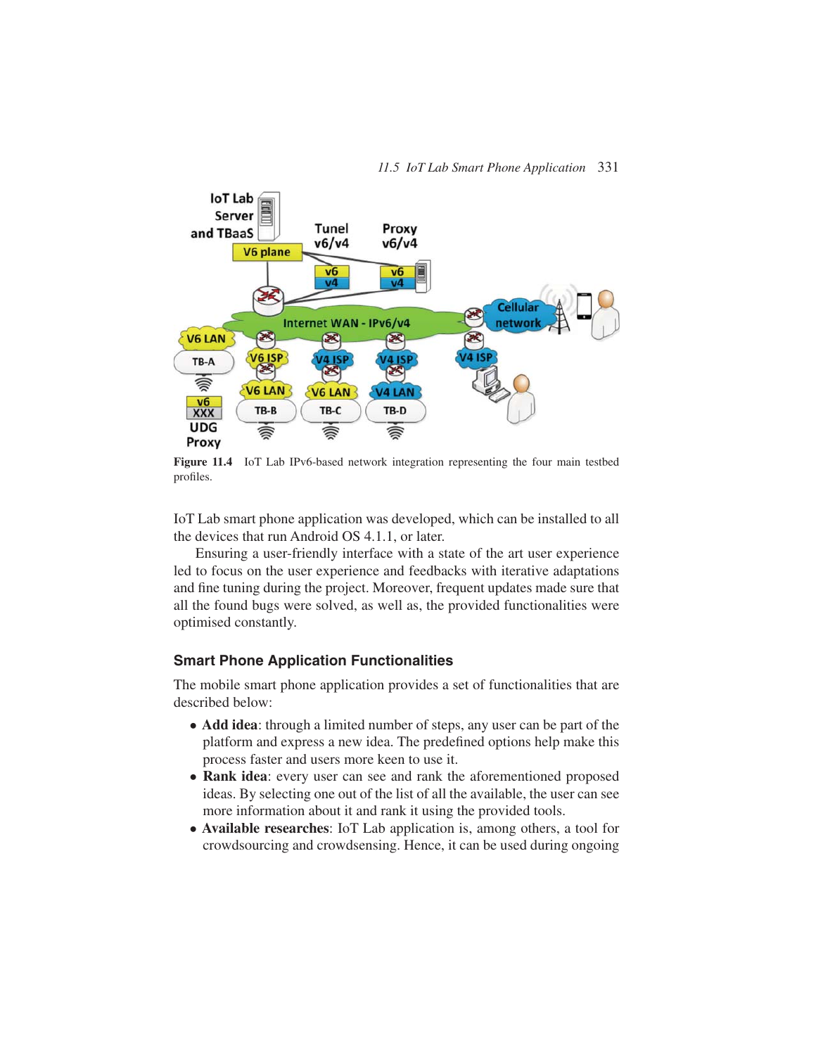Figure 11.4 IoT Lab IPv6-based network integration representing the four main testbed profiles.

IoT Lab smart phone application was developed, which can be installed to all the devices that run Android OS 4.1.1, or later.

Ensuring a user-friendly interface with a state of the art user experience led to focus on the user experience and feedbacks with iterative adaptations and fine tuning during the project. Moreover, frequent updates made sure that all the found bugs were solved, as well as, the provided functionalities were optimised constantly.

### Smart Phone Application Functionalities

The mobile smart phone application provides a set of functionalities that are described below:

- **Add idea**: through a limited number of steps, any user can be part of the platform and express a new idea. The predefined options help make this process faster and users more keen to use it.
- **Rank idea**: every user can see and rank the aforementioned proposed ideas. By selecting one out of the list of all the available, the user can see more information about it and rank it using the provided tools.
- **Available researches**: IoT Lab application is, among others, a tool for crowdsourcing and crowdsensing. Hence, it can be used during ongoing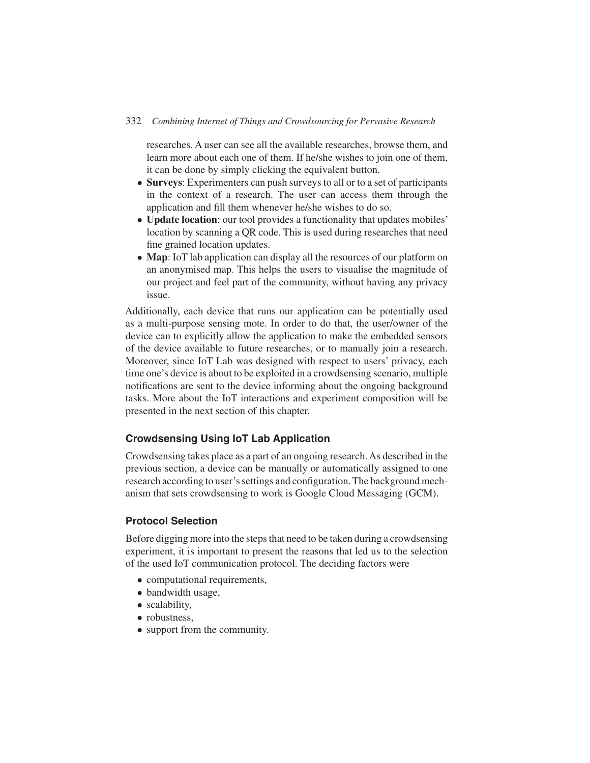researches. A user can see all the available researches, browse them, and learn more about each one of them. If he/she wishes to join one of them, it can be done by simply clicking the equivalent button.

- **Surveys**: Experimenters can push surveys to all or to a set of participants in the context of a research. The user can access them through the application and fill them whenever he/she wishes to do so.
- **Update location**: our tool provides a functionality that updates mobiles' location by scanning a QR code. This is used during researches that need fine grained location updates.
- **Map**: IoT lab application can display all the resources of our platform on an anonymised map. This helps the users to visualise the magnitude of our project and feel part of the community, without having any privacy issue.

Additionally, each device that runs our application can be potentially used as a multi-purpose sensing mote. In order to do that, the user/owner of the device can to explicitly allow the application to make the embedded sensors of the device available to future researches, or to manually join a research. Moreover, since IoT Lab was designed with respect to users' privacy, each time one's device is about to be exploited in a crowdsensing scenario, multiple notifications are sent to the device informing about the ongoing background tasks. More about the IoT interactions and experiment composition will be presented in the next section of this chapter.

### Crowdsensing Using IoT Lab Application

Crowdsensing takes place as a part of an ongoing research. As described in the previous section, a device can be manually or automatically assigned to one research according to user's settings and configuration. The background mechanism that sets crowdsensing to work is Google Cloud Messaging (GCM).

### Protocol Selection

Before digging more into the steps that need to be taken during a crowdsensing experiment, it is important to present the reasons that led us to the selection of the used IoT communication protocol. The deciding factors were

- computational requirements,
- bandwidth usage,
- scalability,
- robustness,
- support from the community.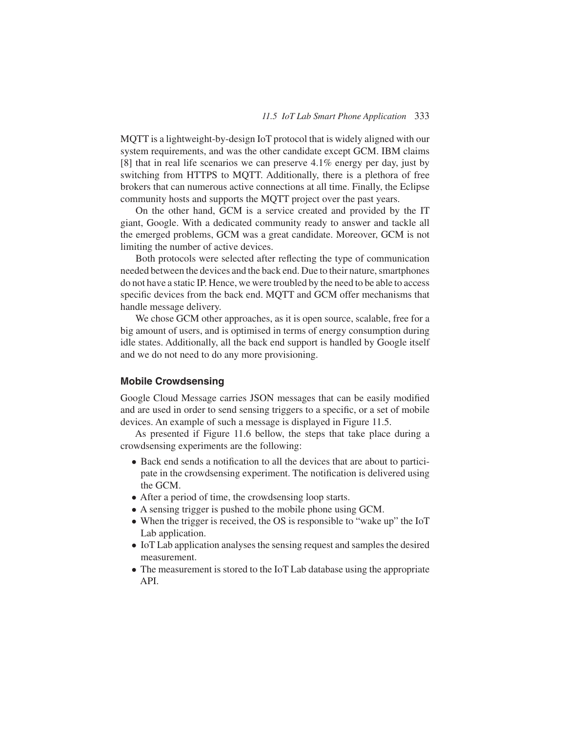MQTT is a lightweight-by-design IoT protocol that is widely aligned with our system requirements, and was the other candidate except GCM. IBM claims [8] that in real life scenarios we can preserve 4.1% energy per day, just by switching from HTTPS to MQTT. Additionally, there is a plethora of free brokers that can numerous active connections at all time. Finally, the Eclipse community hosts and supports the MQTT project over the past years.

On the other hand, GCM is a service created and provided by the IT giant, Google. With a dedicated community ready to answer and tackle all the emerged problems, GCM was a great candidate. Moreover, GCM is not limiting the number of active devices.

Both protocols were selected after reflecting the type of communication needed between the devices and the back end. Due to their nature, smartphones do not have a static IP. Hence, we were troubled by the need to be able to access specific devices from the back end. MQTT and GCM offer mechanisms that handle message delivery.

We chose GCM other approaches, as it is open source, scalable, free for a big amount of users, and is optimised in terms of energy consumption during idle states. Additionally, all the back end support is handled by Google itself and we do not need to do any more provisioning.

### Mobile Crowdsensing

Google Cloud Message carries JSON messages that can be easily modified and are used in order to send sensing triggers to a specific, or a set of mobile devices. An example of such a message is displayed in Figure 11.5.

As presented if Figure 11.6 bellow, the steps that take place during a crowdsensing experiments are the following:

- Back end sends a notification to all the devices that are about to participate in the crowdsensing experiment. The notification is delivered using the GCM.
- After a period of time, the crowdsensing loop starts.
- A sensing trigger is pushed to the mobile phone using GCM.
- When the trigger is received, the OS is responsible to "wake up" the IoT Lab application.
- IoT Lab application analyses the sensing request and samples the desired measurement.
- The measurement is stored to the IoT Lab database using the appropriate API.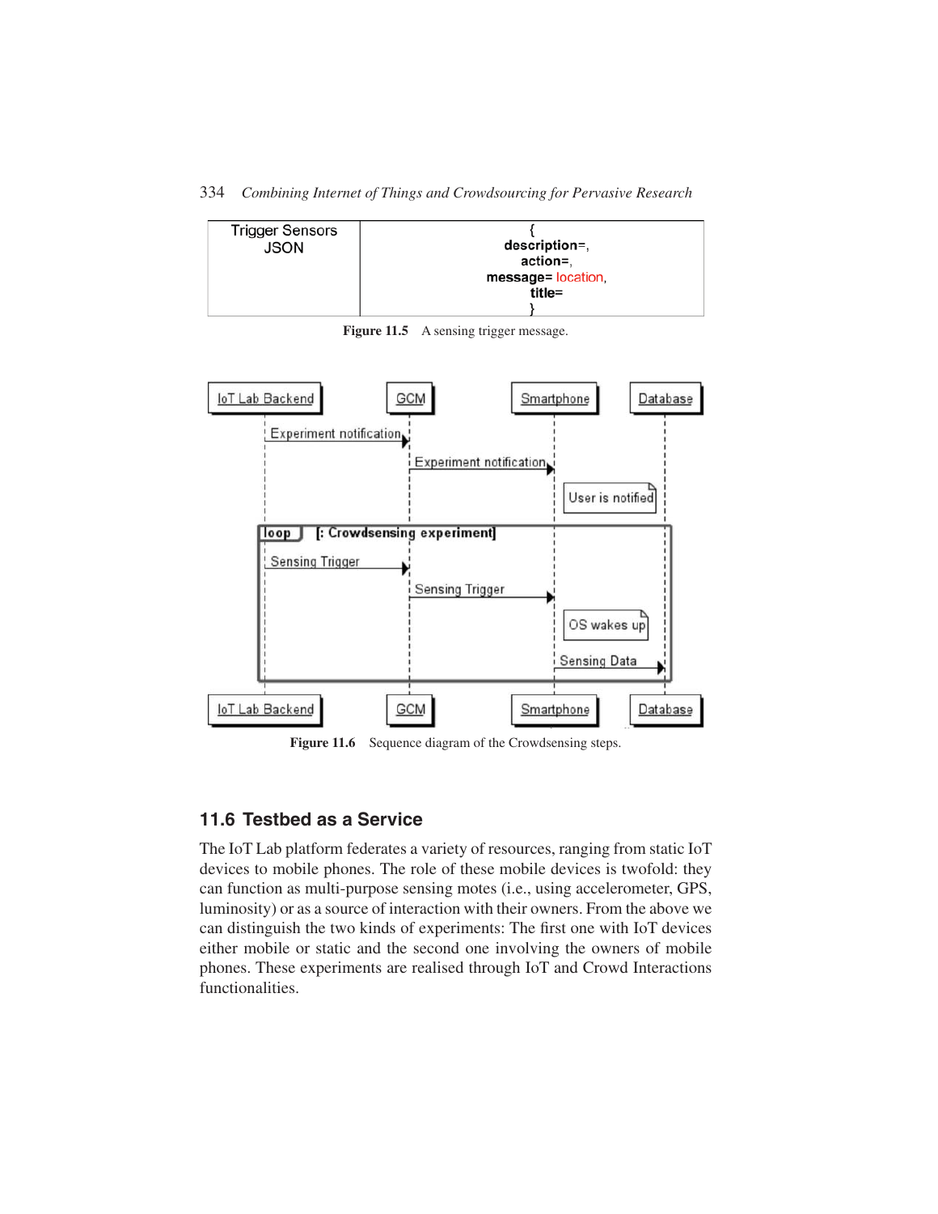| Trigger Sensors JSON | { description=, action=, message= location, title= } |
|---|---|

Figure 11.5 A sensing trigger message.

Figure 11.6 Sequence diagram of the Crowdsensing steps.

## 11.6 Testbed as a Service

The IoT Lab platform federates a variety of resources, ranging from static IoT devices to mobile phones. The role of these mobile devices is twofold: they can function as multi-purpose sensing motes (i.e., using accelerometer, GPS, luminosity) or as a source of interaction with their owners. From the above we can distinguish the two kinds of experiments: The first one with IoT devices either mobile or static and the second one involving the owners of mobile phones. These experiments are realised through IoT and Crowd Interactions functionalities.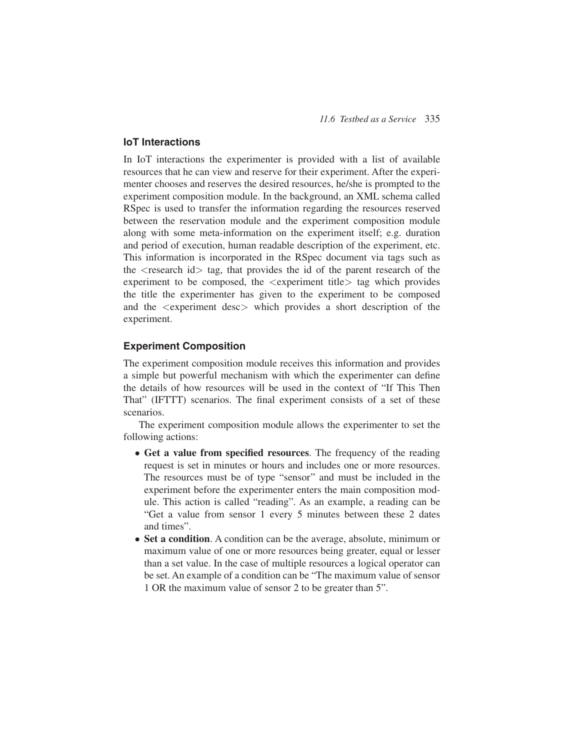### IoT Interactions

In IoT interactions the experimenter is provided with a list of available resources that he can view and reserve for their experiment. After the experimenter chooses and reserves the desired resources, he/she is prompted to the experiment composition module. In the background, an XML schema called RSpec is used to transfer the information regarding the resources reserved between the reservation module and the experiment composition module along with some meta-information on the experiment itself; e.g. duration and period of execution, human readable description of the experiment, etc. This information is incorporated in the RSpec document via tags such as the <research id> tag, that provides the id of the parent research of the experiment to be composed, the <experiment title> tag which provides the title the experimenter has given to the experiment to be composed and the <experiment desc> which provides a short description of the experiment.

### Experiment Composition

The experiment composition module receives this information and provides a simple but powerful mechanism with which the experimenter can define the details of how resources will be used in the context of "If This Then That" (IFTTT) scenarios. The final experiment consists of a set of these scenarios.

The experiment composition module allows the experimenter to set the following actions:

- **Get a value from specified resources**. The frequency of the reading request is set in minutes or hours and includes one or more resources. The resources must be of type "sensor" and must be included in the experiment before the experimenter enters the main composition module. This action is called "reading". As an example, a reading can be "Get a value from sensor 1 every 5 minutes between these 2 dates and times".
- **Set a condition**. A condition can be the average, absolute, minimum or maximum value of one or more resources being greater, equal or lesser than a set value. In the case of multiple resources a logical operator can be set. An example of a condition can be "The maximum value of sensor 1 OR the maximum value of sensor 2 to be greater than 5".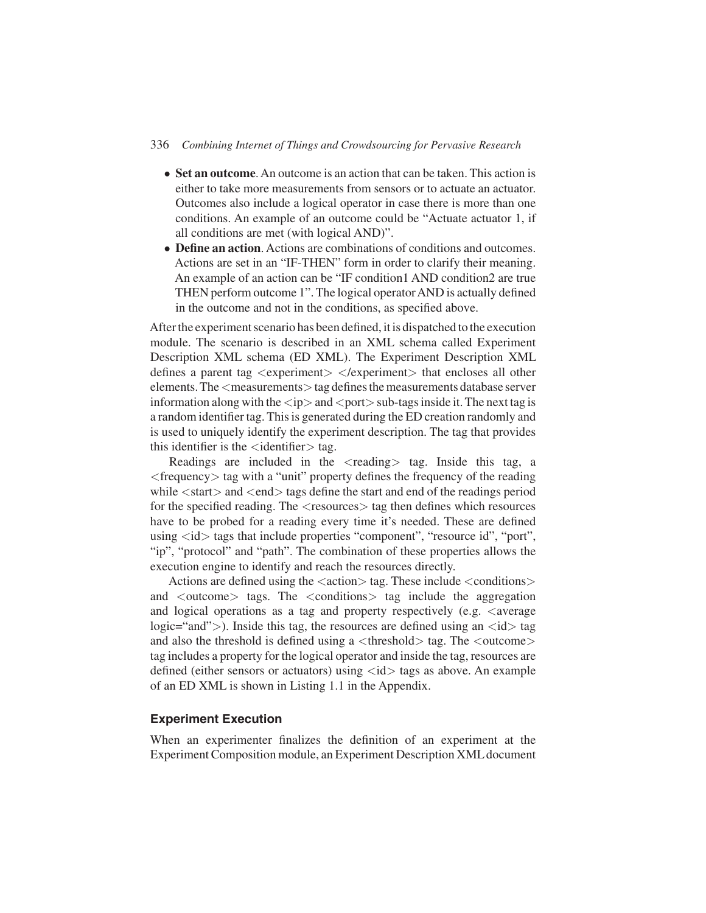- **Set an outcome**. An outcome is an action that can be taken. This action is either to take more measurements from sensors or to actuate an actuator. Outcomes also include a logical operator in case there is more than one conditions. An example of an outcome could be "Actuate actuator 1, if all conditions are met (with logical AND)".
- **Define an action**. Actions are combinations of conditions and outcomes. Actions are set in an "IF-THEN" form in order to clarify their meaning. An example of an action can be "IF condition1 AND condition2 are true THEN perform outcome 1". The logical operator AND is actually defined in the outcome and not in the conditions, as specified above.

After the experiment scenario has been defined, it is dispatched to the execution module. The scenario is described in an XML schema called Experiment Description XML schema (ED XML). The Experiment Description XML defines a parent tag <experiment> </experiment> that encloses all other elements. The <measurements> tag defines the measurements database server information along with the <ip> and <port> sub-tags inside it. The next tag is a random identifier tag. This is generated during the ED creation randomly and is used to uniquely identify the experiment description. The tag that provides this identifier is the <identifier> tag.

Readings are included in the <reading> tag. Inside this tag, a <frequency> tag with a "unit" property defines the frequency of the reading while <start> and <end> tags define the start and end of the readings period for the specified reading. The <resources> tag then defines which resources have to be probed for a reading every time it's needed. These are defined using <id> tags that include properties "component", "resource id", "port", "ip", "protocol" and "path". The combination of these properties allows the execution engine to identify and reach the resources directly.

Actions are defined using the <action> tag. These include <conditions> and <outcome> tags. The <conditions> tag include the aggregation and logical operations as a tag and property respectively (e.g. <average logic="and">). Inside this tag, the resources are defined using an <id> tag and also the threshold is defined using a <threshold> tag. The <outcome> tag includes a property for the logical operator and inside the tag, resources are defined (either sensors or actuators) using <id> tags as above. An example of an ED XML is shown in Listing 1.1 in the Appendix.

### Experiment Execution

When an experimenter finalizes the definition of an experiment at the Experiment Composition module, an Experiment Description XML document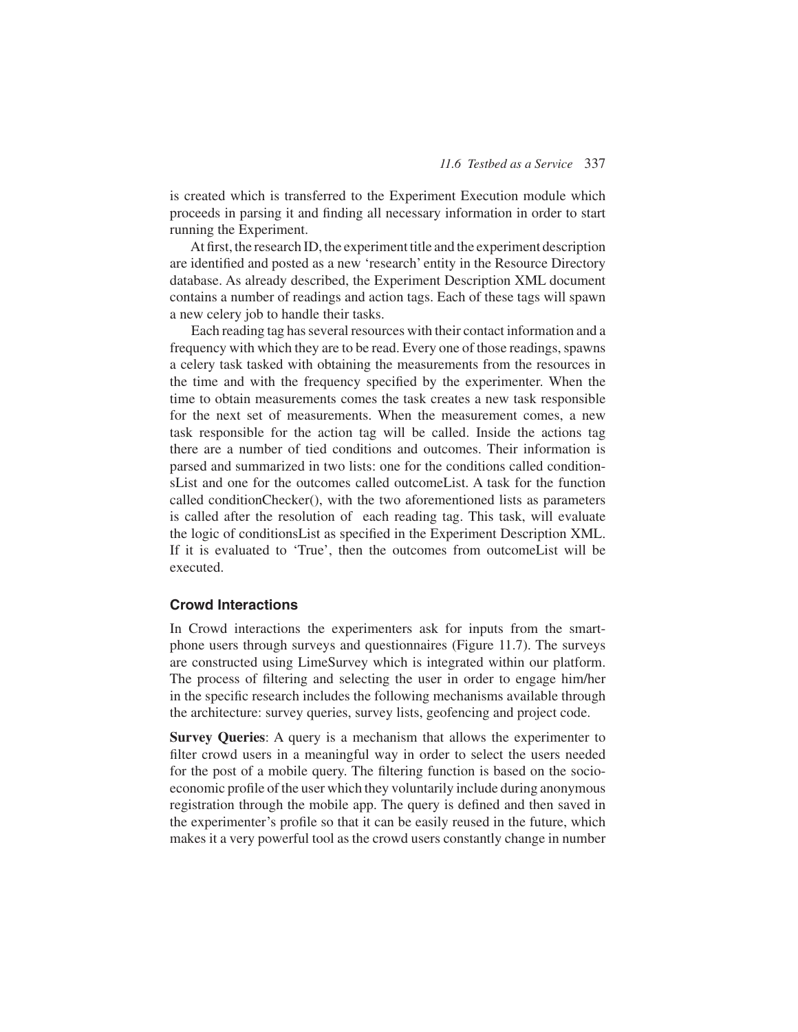is created which is transferred to the Experiment Execution module which proceeds in parsing it and finding all necessary information in order to start running the Experiment.

At first, the research ID, the experiment title and the experiment description are identified and posted as a new 'research' entity in the Resource Directory database. As already described, the Experiment Description XML document contains a number of readings and action tags. Each of these tags will spawn a new celery job to handle their tasks.

Each reading tag has several resources with their contact information and a frequency with which they are to be read. Every one of those readings, spawns a celery task tasked with obtaining the measurements from the resources in the time and with the frequency specified by the experimenter. When the time to obtain measurements comes the task creates a new task responsible for the next set of measurements. When the measurement comes, a new task responsible for the action tag will be called. Inside the actions tag there are a number of tied conditions and outcomes. Their information is parsed and summarized in two lists: one for the conditions called conditionsList and one for the outcomes called outcomeList. A task for the function called conditionChecker(), with the two aforementioned lists as parameters is called after the resolution of each reading tag. This task, will evaluate the logic of conditionsList as specified in the Experiment Description XML. If it is evaluated to 'True', then the outcomes from outcomeList will be executed.

### Crowd Interactions

In Crowd interactions the experimenters ask for inputs from the smartphone users through surveys and questionnaires (Figure 11.7). The surveys are constructed using LimeSurvey which is integrated within our platform. The process of filtering and selecting the user in order to engage him/her in the specific research includes the following mechanisms available through the architecture: survey queries, survey lists, geofencing and project code.

**Survey Queries**: A query is a mechanism that allows the experimenter to filter crowd users in a meaningful way in order to select the users needed for the post of a mobile query. The filtering function is based on the socioeconomic profile of the user which they voluntarily include during anonymous registration through the mobile app. The query is defined and then saved in the experimenter's profile so that it can be easily reused in the future, which makes it a very powerful tool as the crowd users constantly change in number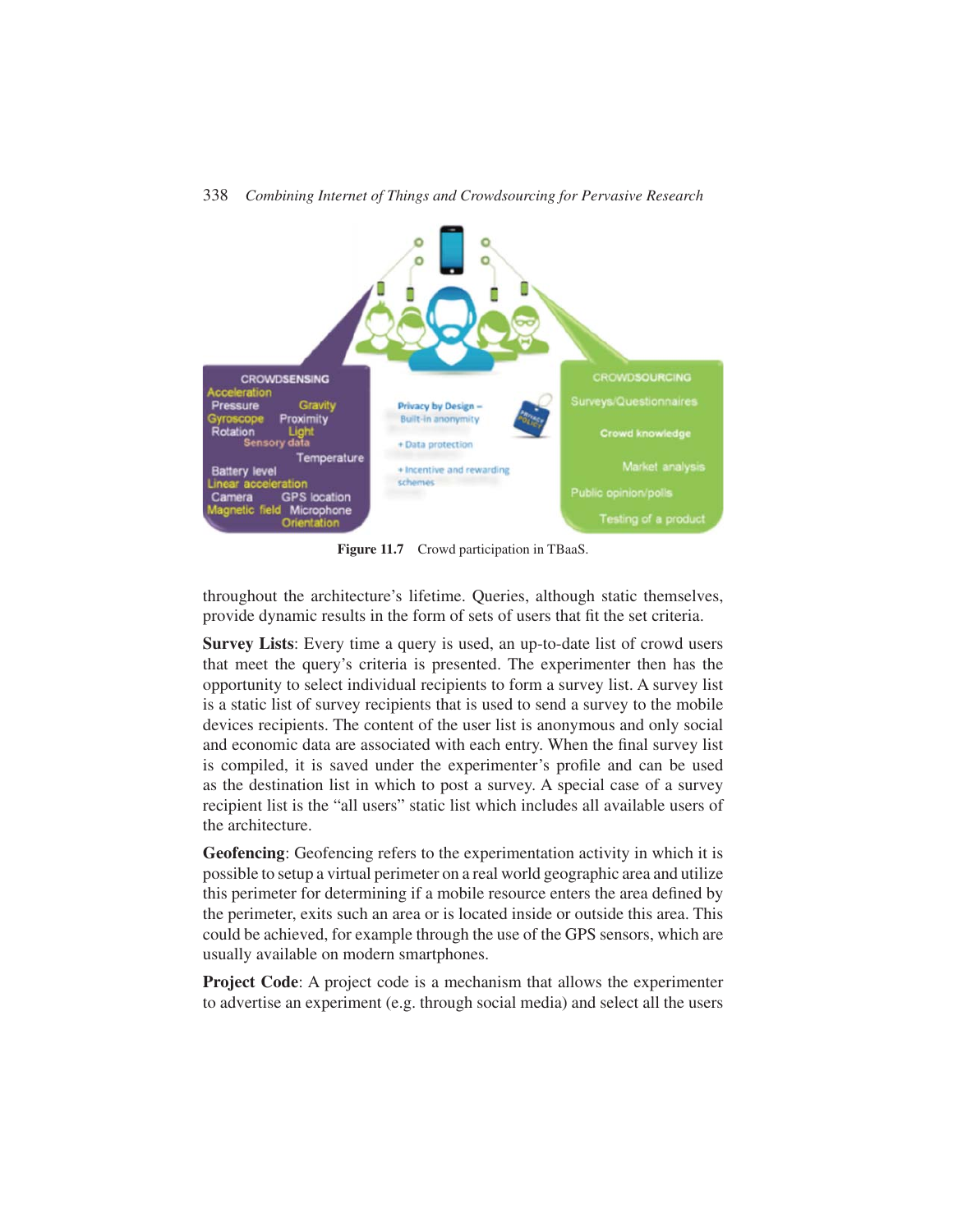Figure 11.7 Crowd participation in TBaaS.

throughout the architecture's lifetime. Queries, although static themselves, provide dynamic results in the form of sets of users that fit the set criteria.

**Survey Lists**: Every time a query is used, an up-to-date list of crowd users that meet the query's criteria is presented. The experimenter then has the opportunity to select individual recipients to form a survey list. A survey list is a static list of survey recipients that is used to send a survey to the mobile devices recipients. The content of the user list is anonymous and only social and economic data are associated with each entry. When the final survey list is compiled, it is saved under the experimenter's profile and can be used as the destination list in which to post a survey. A special case of a survey recipient list is the "all users" static list which includes all available users of the architecture.

**Geofencing**: Geofencing refers to the experimentation activity in which it is possible to setup a virtual perimeter on a real world geographic area and utilize this perimeter for determining if a mobile resource enters the area defined by the perimeter, exits such an area or is located inside or outside this area. This could be achieved, for example through the use of the GPS sensors, which are usually available on modern smartphones.

**Project Code**: A project code is a mechanism that allows the experimenter to advertise an experiment (e.g. through social media) and select all the users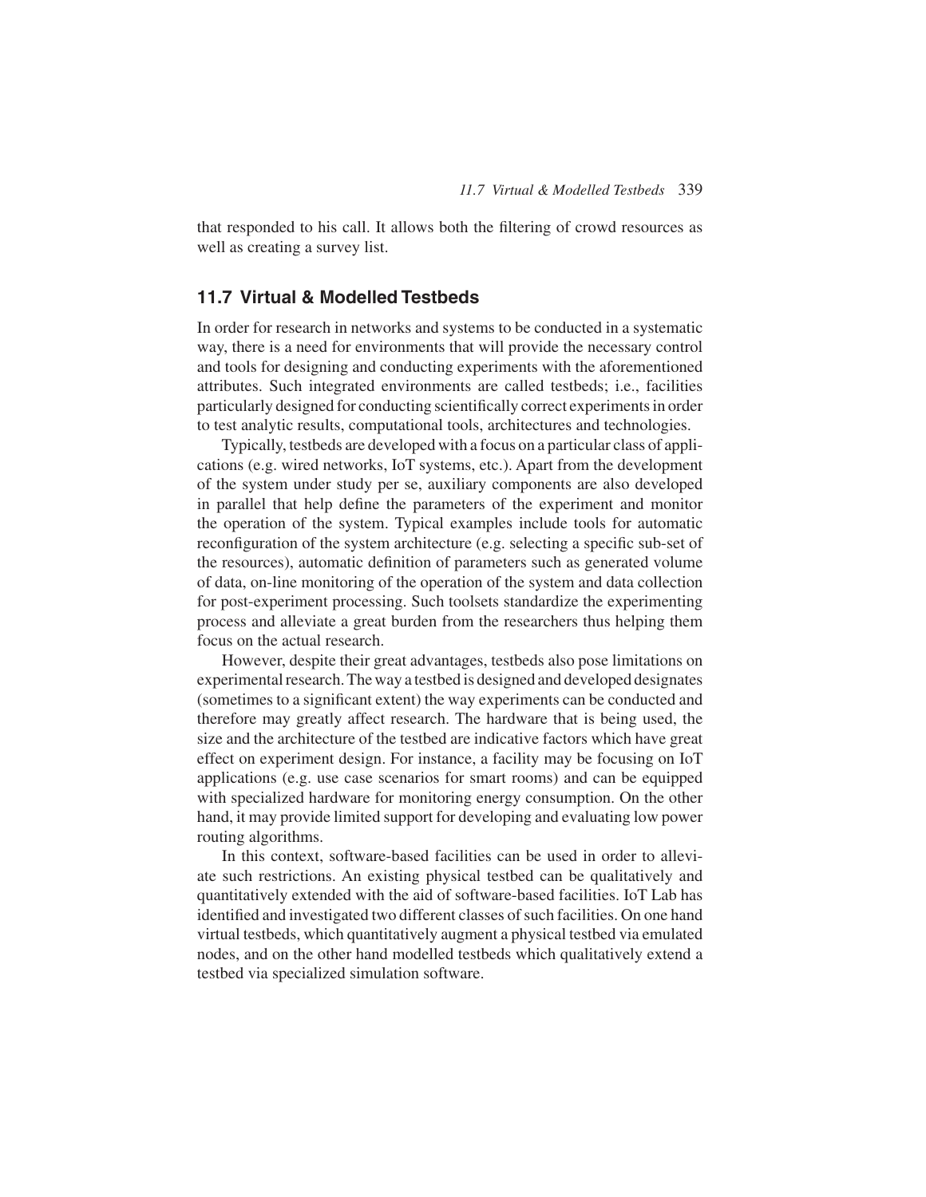that responded to his call. It allows both the filtering of crowd resources as well as creating a survey list.

## 11.7 Virtual & Modelled Testbeds

In order for research in networks and systems to be conducted in a systematic way, there is a need for environments that will provide the necessary control and tools for designing and conducting experiments with the aforementioned attributes. Such integrated environments are called testbeds; i.e., facilities particularly designed for conducting scientifically correct experiments in order to test analytic results, computational tools, architectures and technologies.

Typically, testbeds are developed with a focus on a particular class of applications (e.g. wired networks, IoT systems, etc.). Apart from the development of the system under study per se, auxiliary components are also developed in parallel that help define the parameters of the experiment and monitor the operation of the system. Typical examples include tools for automatic reconfiguration of the system architecture (e.g. selecting a specific sub-set of the resources), automatic definition of parameters such as generated volume of data, on-line monitoring of the operation of the system and data collection for post-experiment processing. Such toolsets standardize the experimenting process and alleviate a great burden from the researchers thus helping them focus on the actual research.

However, despite their great advantages, testbeds also pose limitations on experimental research. The way a testbed is designed and developed designates (sometimes to a significant extent) the way experiments can be conducted and therefore may greatly affect research. The hardware that is being used, the size and the architecture of the testbed are indicative factors which have great effect on experiment design. For instance, a facility may be focusing on IoT applications (e.g. use case scenarios for smart rooms) and can be equipped with specialized hardware for monitoring energy consumption. On the other hand, it may provide limited support for developing and evaluating low power routing algorithms.

In this context, software-based facilities can be used in order to alleviate such restrictions. An existing physical testbed can be qualitatively and quantitatively extended with the aid of software-based facilities. IoT Lab has identified and investigated two different classes of such facilities. On one hand virtual testbeds, which quantitatively augment a physical testbed via emulated nodes, and on the other hand modelled testbeds which qualitatively extend a testbed via specialized simulation software.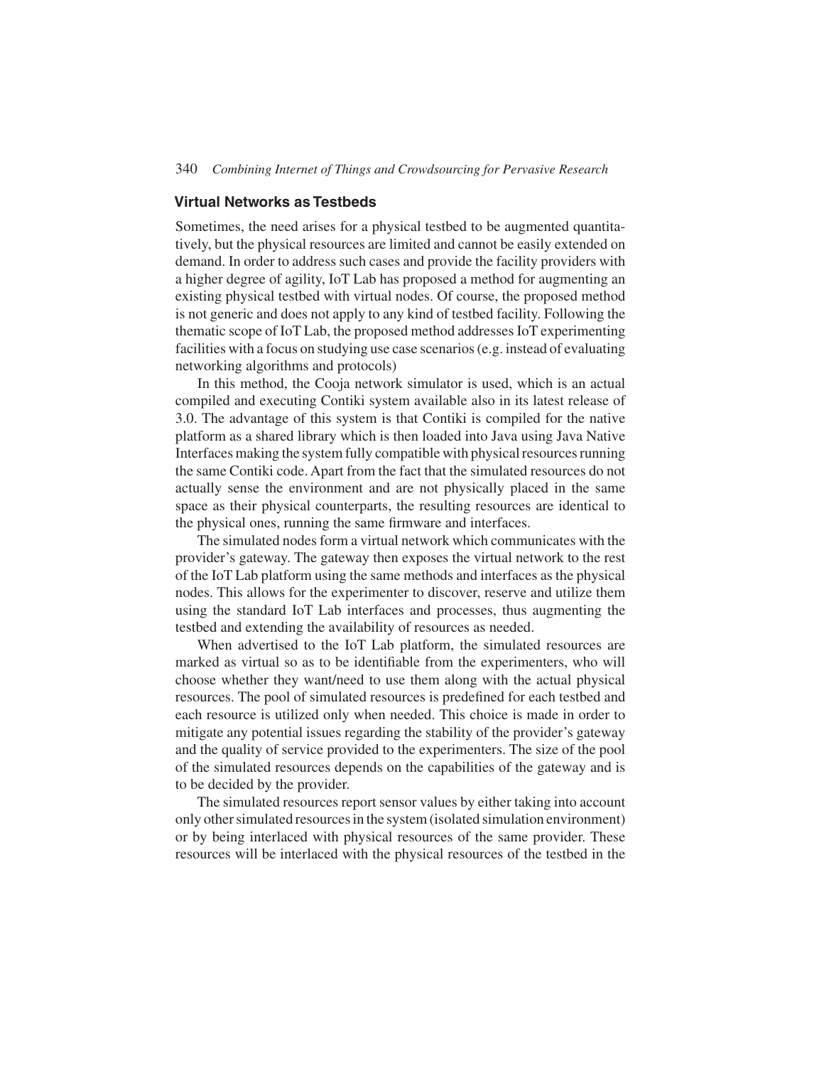### Virtual Networks as Testbeds

Sometimes, the need arises for a physical testbed to be augmented quantitatively, but the physical resources are limited and cannot be easily extended on demand. In order to address such cases and provide the facility providers with a higher degree of agility, IoT Lab has proposed a method for augmenting an existing physical testbed with virtual nodes. Of course, the proposed method is not generic and does not apply to any kind of testbed facility. Following the thematic scope of IoT Lab, the proposed method addresses IoT experimenting facilities with a focus on studying use case scenarios (e.g. instead of evaluating networking algorithms and protocols)

In this method, the Cooja network simulator is used, which is an actual compiled and executing Contiki system available also in its latest release of 3.0. The advantage of this system is that Contiki is compiled for the native platform as a shared library which is then loaded into Java using Java Native Interfaces making the system fully compatible with physical resources running the same Contiki code. Apart from the fact that the simulated resources do not actually sense the environment and are not physically placed in the same space as their physical counterparts, the resulting resources are identical to the physical ones, running the same firmware and interfaces.

The simulated nodes form a virtual network which communicates with the provider's gateway. The gateway then exposes the virtual network to the rest of the IoT Lab platform using the same methods and interfaces as the physical nodes. This allows for the experimenter to discover, reserve and utilize them using the standard IoT Lab interfaces and processes, thus augmenting the testbed and extending the availability of resources as needed.

When advertised to the IoT Lab platform, the simulated resources are marked as virtual so as to be identifiable from the experimenters, who will choose whether they want/need to use them along with the actual physical resources. The pool of simulated resources is predefined for each testbed and each resource is utilized only when needed. This choice is made in order to mitigate any potential issues regarding the stability of the provider's gateway and the quality of service provided to the experimenters. The size of the pool of the simulated resources depends on the capabilities of the gateway and is to be decided by the provider.

The simulated resources report sensor values by either taking into account only other simulated resources in the system (isolated simulation environment) or by being interlaced with physical resources of the same provider. These resources will be interlaced with the physical resources of the testbed in the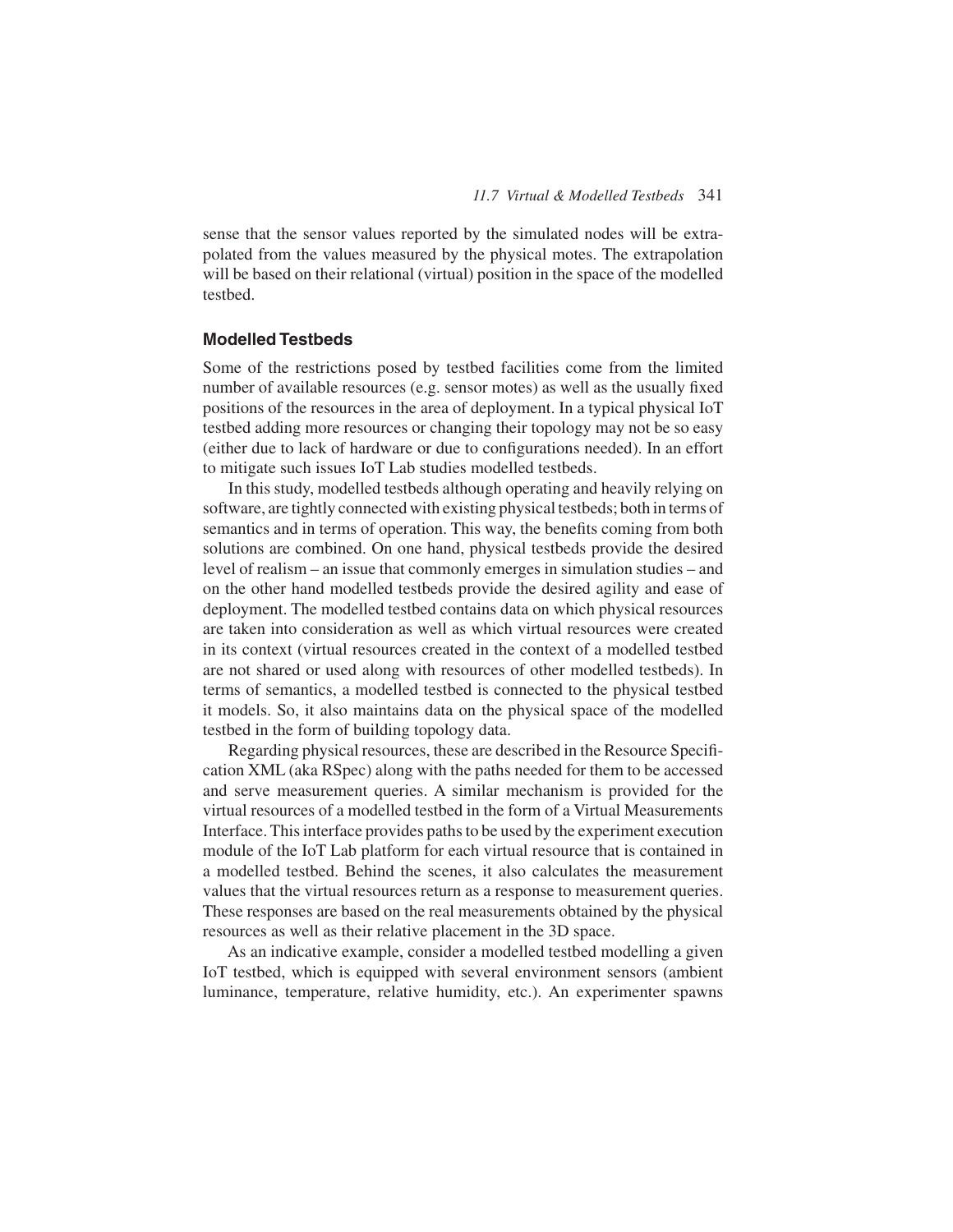sense that the sensor values reported by the simulated nodes will be extrapolated from the values measured by the physical motes. The extrapolation will be based on their relational (virtual) position in the space of the modelled testbed.

### Modelled Testbeds

Some of the restrictions posed by testbed facilities come from the limited number of available resources (e.g. sensor motes) as well as the usually fixed positions of the resources in the area of deployment. In a typical physical IoT testbed adding more resources or changing their topology may not be so easy (either due to lack of hardware or due to configurations needed). In an effort to mitigate such issues IoT Lab studies modelled testbeds.

In this study, modelled testbeds although operating and heavily relying on software, are tightly connected with existing physical testbeds; both in terms of semantics and in terms of operation. This way, the benefits coming from both solutions are combined. On one hand, physical testbeds provide the desired level of realism – an issue that commonly emerges in simulation studies – and on the other hand modelled testbeds provide the desired agility and ease of deployment. The modelled testbed contains data on which physical resources are taken into consideration as well as which virtual resources were created in its context (virtual resources created in the context of a modelled testbed are not shared or used along with resources of other modelled testbeds). In terms of semantics, a modelled testbed is connected to the physical testbed it models. So, it also maintains data on the physical space of the modelled testbed in the form of building topology data.

Regarding physical resources, these are described in the Resource Specification XML (aka RSpec) along with the paths needed for them to be accessed and serve measurement queries. A similar mechanism is provided for the virtual resources of a modelled testbed in the form of a Virtual Measurements Interface. This interface provides paths to be used by the experiment execution module of the IoT Lab platform for each virtual resource that is contained in a modelled testbed. Behind the scenes, it also calculates the measurement values that the virtual resources return as a response to measurement queries. These responses are based on the real measurements obtained by the physical resources as well as their relative placement in the 3D space.

As an indicative example, consider a modelled testbed modelling a given IoT testbed, which is equipped with several environment sensors (ambient luminance, temperature, relative humidity, etc.). An experimenter spawns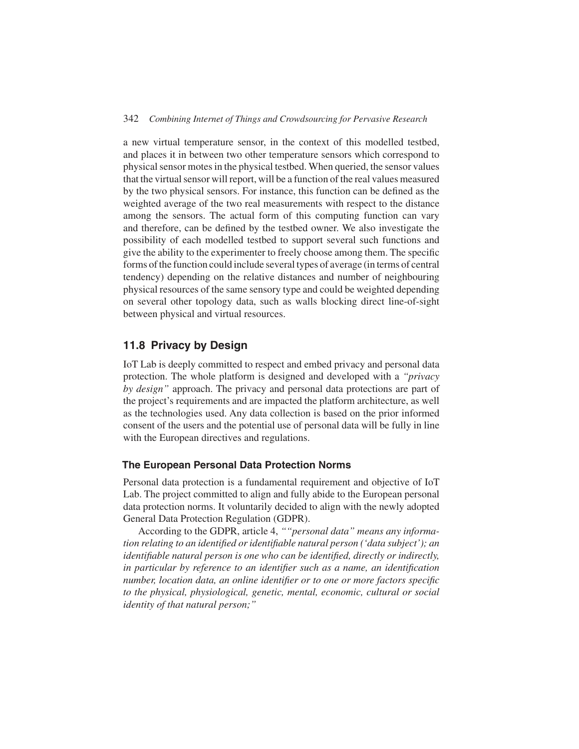a new virtual temperature sensor, in the context of this modelled testbed, and places it in between two other temperature sensors which correspond to physical sensor motes in the physical testbed. When queried, the sensor values that the virtual sensor will report, will be a function of the real values measured by the two physical sensors. For instance, this function can be defined as the weighted average of the two real measurements with respect to the distance among the sensors. The actual form of this computing function can vary and therefore, can be defined by the testbed owner. We also investigate the possibility of each modelled testbed to support several such functions and give the ability to the experimenter to freely choose among them. The specific forms of the function could include several types of average (in terms of central tendency) depending on the relative distances and number of neighbouring physical resources of the same sensory type and could be weighted depending on several other topology data, such as walls blocking direct line-of-sight between physical and virtual resources.

## 11.8 Privacy by Design

IoT Lab is deeply committed to respect and embed privacy and personal data protection. The whole platform is designed and developed with a *"privacy by design"* approach. The privacy and personal data protections are part of the project's requirements and are impacted the platform architecture, as well as the technologies used. Any data collection is based on the prior informed consent of the users and the potential use of personal data will be fully in line with the European directives and regulations.

### The European Personal Data Protection Norms

Personal data protection is a fundamental requirement and objective of IoT Lab. The project committed to align and fully abide to the European personal data protection norms. It voluntarily decided to align with the newly adopted General Data Protection Regulation (GDPR).

According to the GDPR, article 4, *""personal data" means any information relating to an identified or identifiable natural person ('data subject'); an identifiable natural person is one who can be identified, directly or indirectly, in particular by reference to an identifier such as a name, an identification number, location data, an online identifier or to one or more factors specific to the physical, physiological, genetic, mental, economic, cultural or social identity of that natural person;"*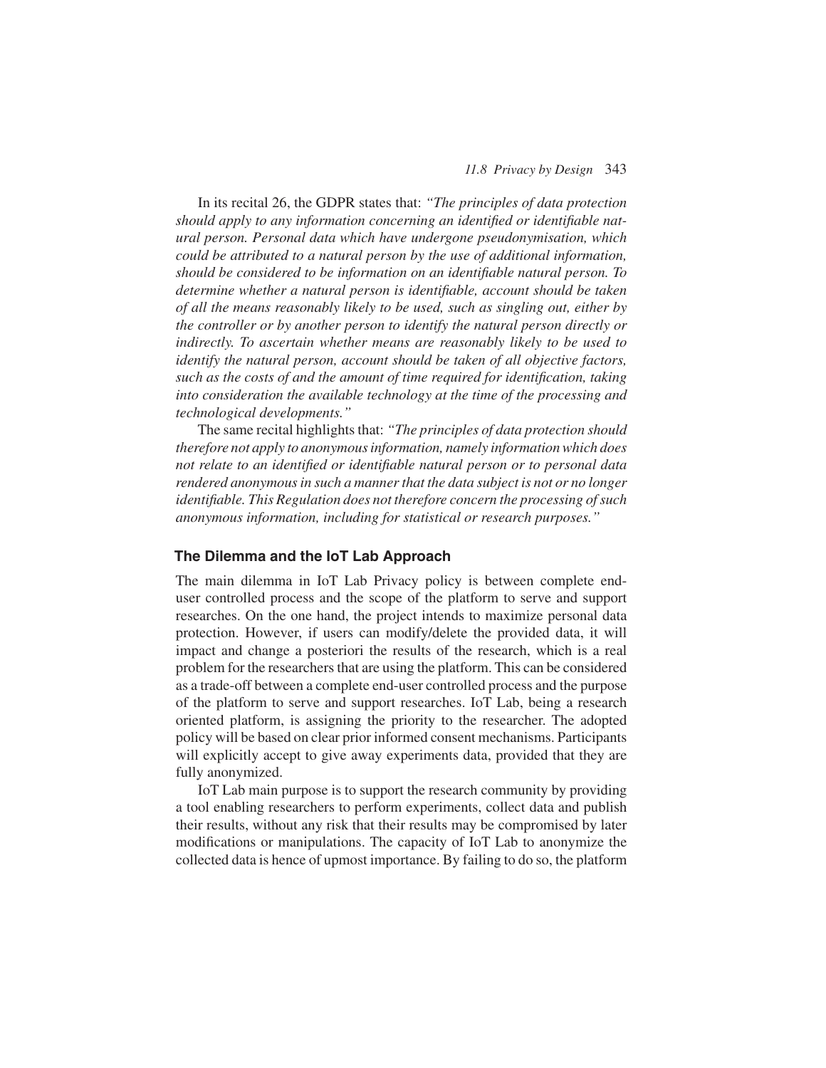In its recital 26, the GDPR states that: *"The principles of data protection should apply to any information concerning an identified or identifiable natural person. Personal data which have undergone pseudonymisation, which could be attributed to a natural person by the use of additional information, should be considered to be information on an identifiable natural person. To determine whether a natural person is identifiable, account should be taken of all the means reasonably likely to be used, such as singling out, either by the controller or by another person to identify the natural person directly or indirectly. To ascertain whether means are reasonably likely to be used to identify the natural person, account should be taken of all objective factors, such as the costs of and the amount of time required for identification, taking into consideration the available technology at the time of the processing and technological developments."*

The same recital highlights that: *"The principles of data protection should therefore not apply to anonymous information, namely information which does not relate to an identified or identifiable natural person or to personal data rendered anonymous in such a manner that the data subject is not or no longer identifiable. This Regulation does not therefore concern the processing of such anonymous information, including for statistical or research purposes."*

### The Dilemma and the IoT Lab Approach

The main dilemma in IoT Lab Privacy policy is between complete end-user controlled process and the scope of the platform to serve and support researches. On the one hand, the project intends to maximize personal data protection. However, if users can modify/delete the provided data, it will impact and change a posteriori the results of the research, which is a real problem for the researchers that are using the platform. This can be considered as a trade-off between a complete end-user controlled process and the purpose of the platform to serve and support researches. IoT Lab, being a research oriented platform, is assigning the priority to the researcher. The adopted policy will be based on clear prior informed consent mechanisms. Participants will explicitly accept to give away experiments data, provided that they are fully anonymized.

IoT Lab main purpose is to support the research community by providing a tool enabling researchers to perform experiments, collect data and publish their results, without any risk that their results may be compromised by later modifications or manipulations. The capacity of IoT Lab to anonymize the collected data is hence of upmost importance. By failing to do so, the platform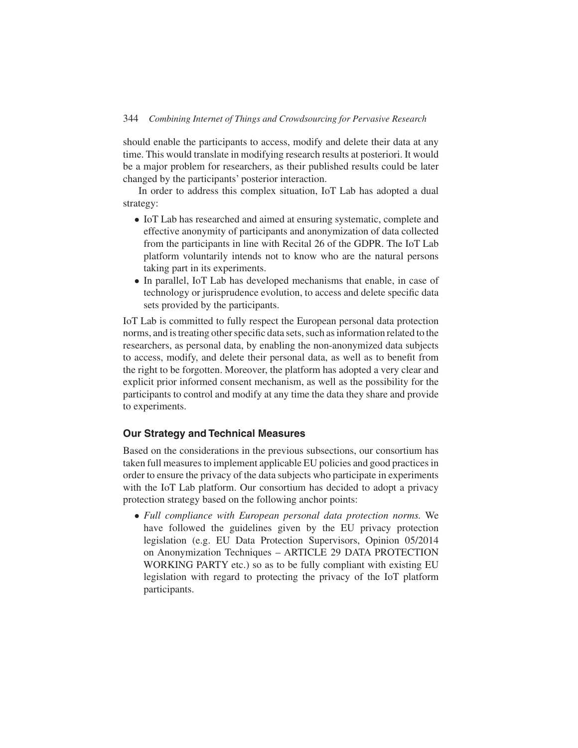should enable the participants to access, modify and delete their data at any time. This would translate in modifying research results at posteriori. It would be a major problem for researchers, as their published results could be later changed by the participants' posterior interaction.

In order to address this complex situation, IoT Lab has adopted a dual strategy:

- IoT Lab has researched and aimed at ensuring systematic, complete and effective anonymity of participants and anonymization of data collected from the participants in line with Recital 26 of the GDPR. The IoT Lab platform voluntarily intends not to know who are the natural persons taking part in its experiments.
- In parallel, IoT Lab has developed mechanisms that enable, in case of technology or jurisprudence evolution, to access and delete specific data sets provided by the participants.

IoT Lab is committed to fully respect the European personal data protection norms, and is treating other specific data sets, such as information related to the researchers, as personal data, by enabling the non-anonymized data subjects to access, modify, and delete their personal data, as well as to benefit from the right to be forgotten. Moreover, the platform has adopted a very clear and explicit prior informed consent mechanism, as well as the possibility for the participants to control and modify at any time the data they share and provide to experiments.

### Our Strategy and Technical Measures

Based on the considerations in the previous subsections, our consortium has taken full measures to implement applicable EU policies and good practices in order to ensure the privacy of the data subjects who participate in experiments with the IoT Lab platform. Our consortium has decided to adopt a privacy protection strategy based on the following anchor points:

- *Full compliance with European personal data protection norms.* We have followed the guidelines given by the EU privacy protection legislation (e.g. EU Data Protection Supervisors, Opinion 05/2014 on Anonymization Techniques – ARTICLE 29 DATA PROTECTION WORKING PARTY etc.) so as to be fully compliant with existing EU legislation with regard to protecting the privacy of the IoT platform participants.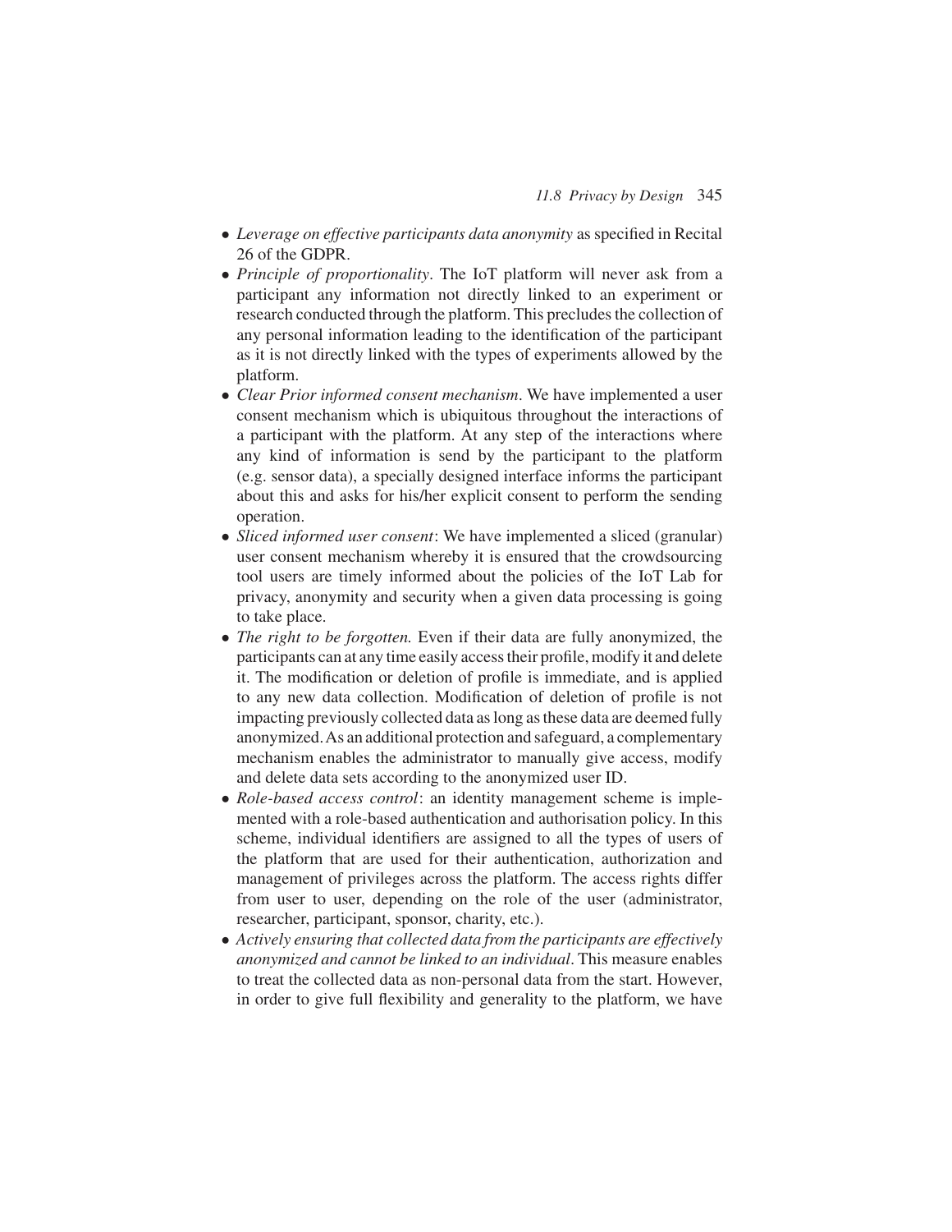- *Leverage on effective participants data anonymity* as specified in Recital 26 of the GDPR.
- *Principle of proportionality*. The IoT platform will never ask from a participant any information not directly linked to an experiment or research conducted through the platform. This precludes the collection of any personal information leading to the identification of the participant as it is not directly linked with the types of experiments allowed by the platform.
- *Clear Prior informed consent mechanism*. We have implemented a user consent mechanism which is ubiquitous throughout the interactions of a participant with the platform. At any step of the interactions where any kind of information is send by the participant to the platform (e.g. sensor data), a specially designed interface informs the participant about this and asks for his/her explicit consent to perform the sending operation.
- *Sliced informed user consent*: We have implemented a sliced (granular) user consent mechanism whereby it is ensured that the crowdsourcing tool users are timely informed about the policies of the IoT Lab for privacy, anonymity and security when a given data processing is going to take place.
- *The right to be forgotten.* Even if their data are fully anonymized, the participants can at any time easily access their profile, modify it and delete it. The modification or deletion of profile is immediate, and is applied to any new data collection. Modification of deletion of profile is not impacting previously collected data as long as these data are deemed fully anonymized. As an additional protection and safeguard, a complementary mechanism enables the administrator to manually give access, modify and delete data sets according to the anonymized user ID.
- *Role-based access control*: an identity management scheme is implemented with a role-based authentication and authorisation policy. In this scheme, individual identifiers are assigned to all the types of users of the platform that are used for their authentication, authorization and management of privileges across the platform. The access rights differ from user to user, depending on the role of the user (administrator, researcher, participant, sponsor, charity, etc.).
- *Actively ensuring that collected data from the participants are effectively anonymized and cannot be linked to an individual*. This measure enables to treat the collected data as non-personal data from the start. However, in order to give full flexibility and generality to the platform, we have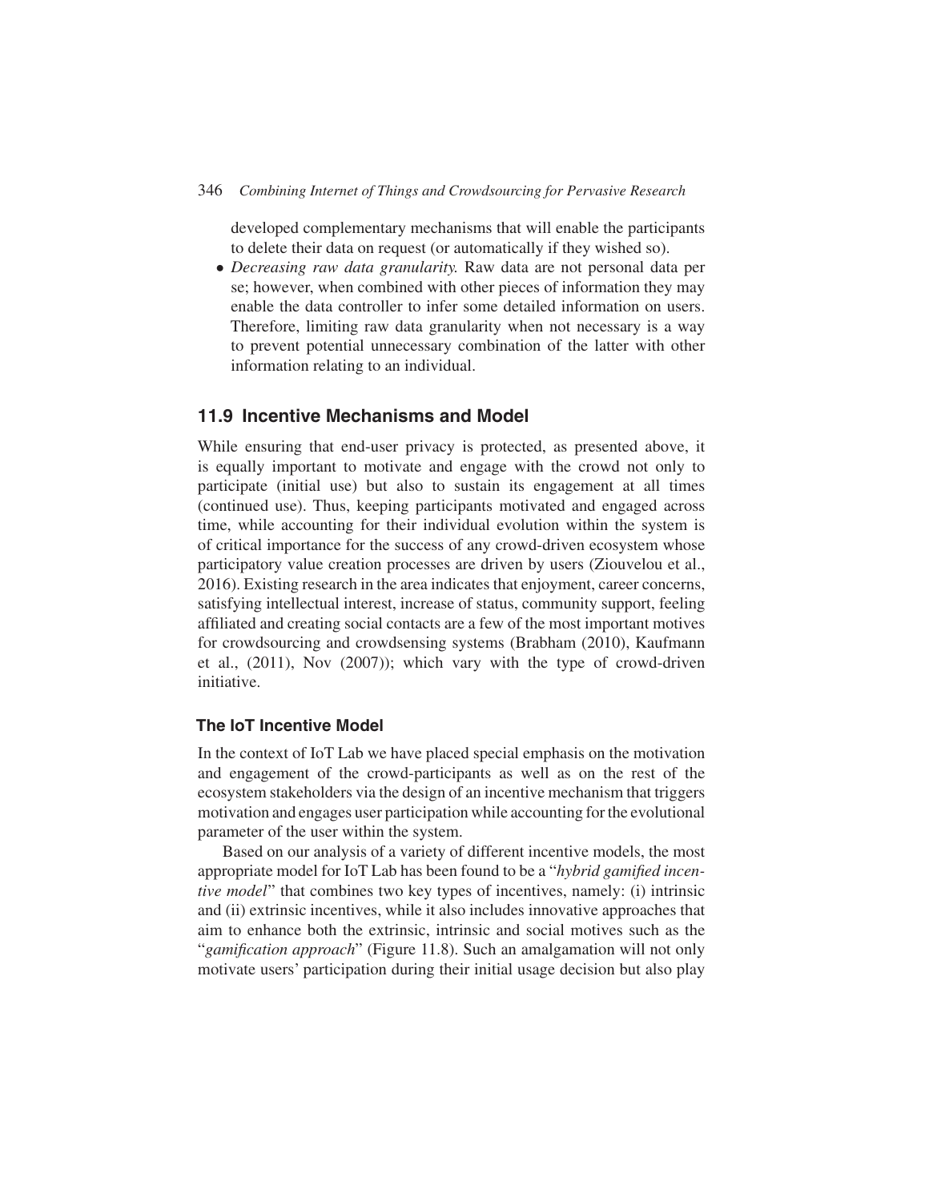developed complementary mechanisms that will enable the participants to delete their data on request (or automatically if they wished so).

- *Decreasing raw data granularity.* Raw data are not personal data per se; however, when combined with other pieces of information they may enable the data controller to infer some detailed information on users. Therefore, limiting raw data granularity when not necessary is a way to prevent potential unnecessary combination of the latter with other information relating to an individual.

## 11.9 Incentive Mechanisms and Model

While ensuring that end-user privacy is protected, as presented above, it is equally important to motivate and engage with the crowd not only to participate (initial use) but also to sustain its engagement at all times (continued use). Thus, keeping participants motivated and engaged across time, while accounting for their individual evolution within the system is of critical importance for the success of any crowd-driven ecosystem whose participatory value creation processes are driven by users (Ziouvelou et al., 2016). Existing research in the area indicates that enjoyment, career concerns, satisfying intellectual interest, increase of status, community support, feeling affiliated and creating social contacts are a few of the most important motives for crowdsourcing and crowdsensing systems (Brabham (2010), Kaufmann et al., (2011), Nov (2007)); which vary with the type of crowd-driven initiative.

### The IoT Incentive Model

In the context of IoT Lab we have placed special emphasis on the motivation and engagement of the crowd-participants as well as on the rest of the ecosystem stakeholders via the design of an incentive mechanism that triggers motivation and engages user participation while accounting for the evolutional parameter of the user within the system.

Based on our analysis of a variety of different incentive models, the most appropriate model for IoT Lab has been found to be a "*hybrid gamified incentive model*" that combines two key types of incentives, namely: (i) intrinsic and (ii) extrinsic incentives, while it also includes innovative approaches that aim to enhance both the extrinsic, intrinsic and social motives such as the "*gamification approach*" (Figure 11.8). Such an amalgamation will not only motivate users' participation during their initial usage decision but also play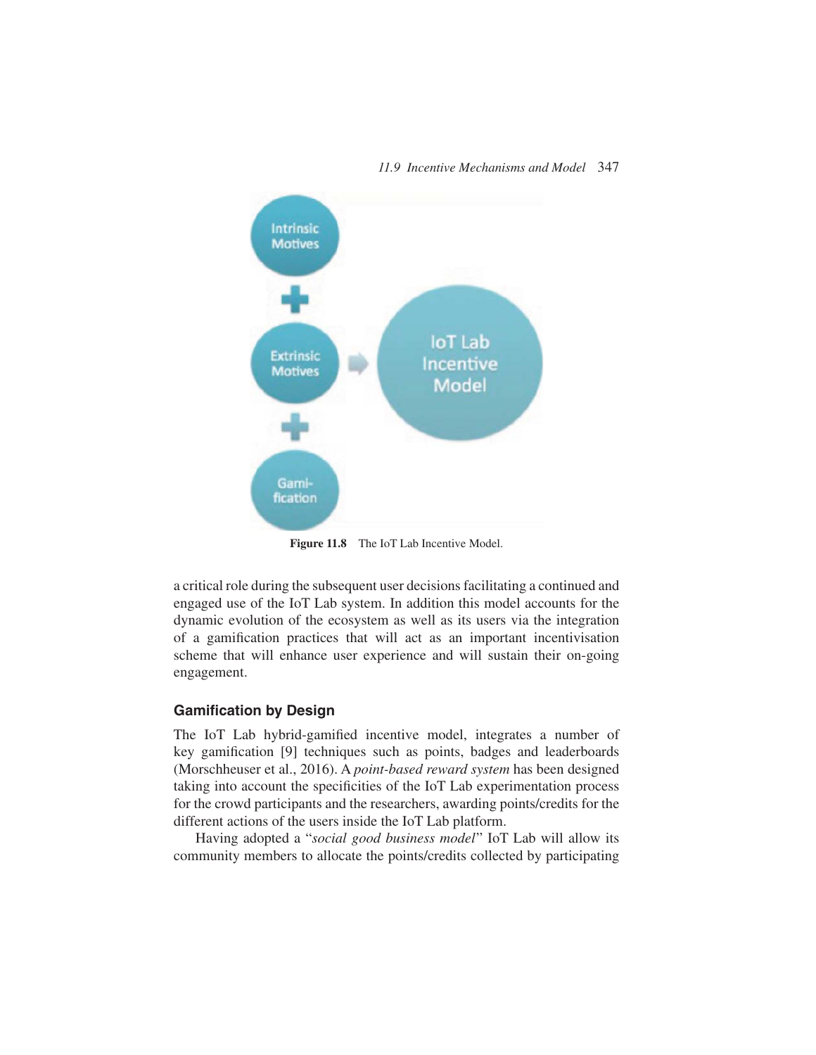Figure 11.8 The IoT Lab Incentive Model.

a critical role during the subsequent user decisions facilitating a continued and engaged use of the IoT Lab system. In addition this model accounts for the dynamic evolution of the ecosystem as well as its users via the integration of a gamification practices that will act as an important incentivisation scheme that will enhance user experience and will sustain their on-going engagement.

### Gamification by Design

The IoT Lab hybrid-gamified incentive model, integrates a number of key gamification [9] techniques such as points, badges and leaderboards (Morschheuser et al., 2016). A *point-based reward system* has been designed taking into account the specificities of the IoT Lab experimentation process for the crowd participants and the researchers, awarding points/credits for the different actions of the users inside the IoT Lab platform.

Having adopted a "*social good business model*" IoT Lab will allow its community members to allocate the points/credits collected by participating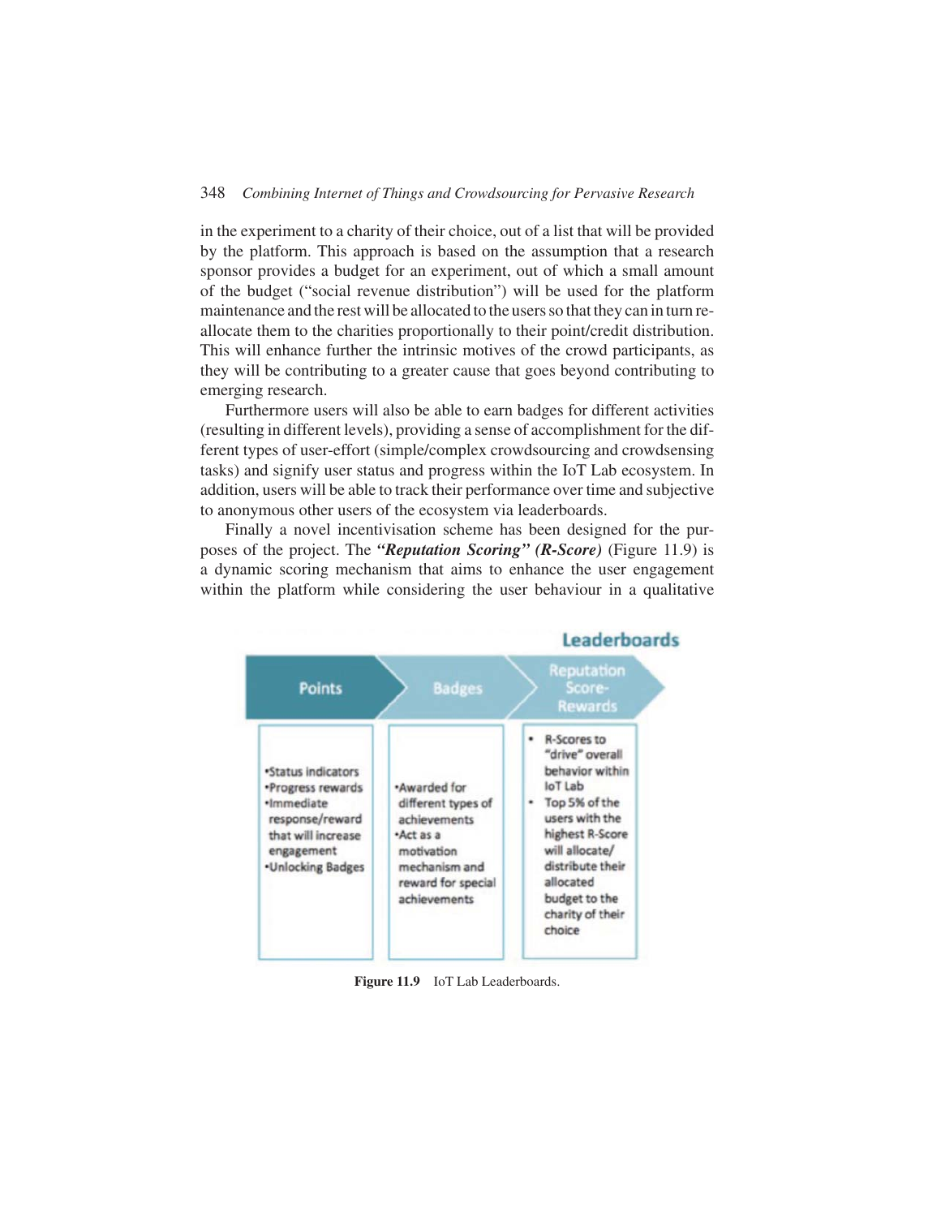in the experiment to a charity of their choice, out of a list that will be provided by the platform. This approach is based on the assumption that a research sponsor provides a budget for an experiment, out of which a small amount of the budget ("social revenue distribution") will be used for the platform maintenance and the rest will be allocated to the users so that they can in turn re-allocate them to the charities proportionally to their point/credit distribution. This will enhance further the intrinsic motives of the crowd participants, as they will be contributing to a greater cause that goes beyond contributing to emerging research.

Furthermore users will also be able to earn badges for different activities (resulting in different levels), providing a sense of accomplishment for the different types of user-effort (simple/complex crowdsourcing and crowdsensing tasks) and signify user status and progress within the IoT Lab ecosystem. In addition, users will be able to track their performance over time and subjective to anonymous other users of the ecosystem via leaderboards.

Finally a novel incentivisation scheme has been designed for the purposes of the project. The ***"Reputation Scoring" (R-Score)*** (Figure 11.9) is a dynamic scoring mechanism that aims to enhance the user engagement within the platform while considering the user behaviour in a qualitative

**Leaderboards**

| Points | Badges | Reputation Score-Rewards |
|---|---|---|
| •Status indicators<br>•Progress rewards<br>•Immediate response/reward that will increase engagement<br>•Unlocking Badges | •Awarded for different types of achievements<br>•Act as a motivation mechanism and reward for special achievements | • R-Scores to "drive" overall behavior within IoT Lab<br>• Top 5% of the users with the highest R-Score will allocate/ distribute their allocated budget to the charity of their choice |

**Figure 11.9** IoT Lab Leaderboards.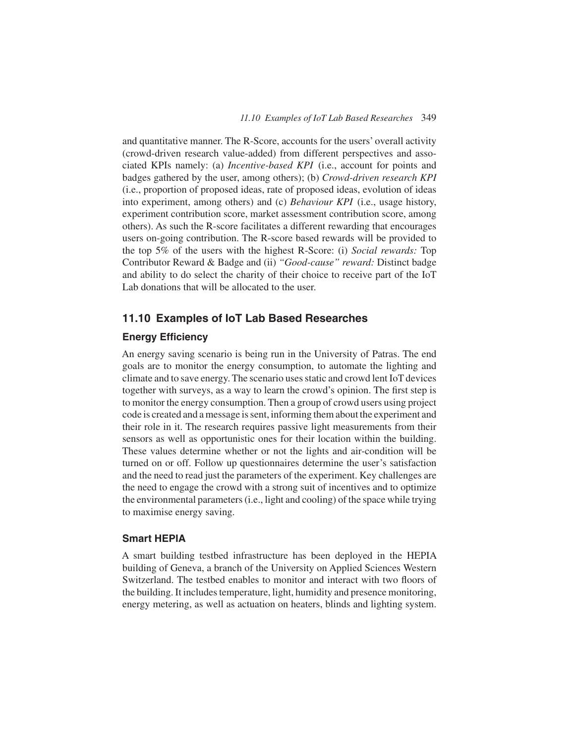and quantitative manner. The R-Score, accounts for the users' overall activity (crowd-driven research value-added) from different perspectives and associated KPIs namely: (a) *Incentive-based KPI* (i.e., account for points and badges gathered by the user, among others); (b) *Crowd-driven research KPI* (i.e., proportion of proposed ideas, rate of proposed ideas, evolution of ideas into experiment, among others) and (c) *Behaviour KPI* (i.e., usage history, experiment contribution score, market assessment contribution score, among others). As such the R-score facilitates a different rewarding that encourages users on-going contribution. The R-score based rewards will be provided to the top 5% of the users with the highest R-Score: (i) *Social rewards:* Top Contributor Reward & Badge and (ii) *"Good-cause" reward:* Distinct badge and ability to do select the charity of their choice to receive part of the IoT Lab donations that will be allocated to the user.

## 11.10 Examples of IoT Lab Based Researches

### Energy Efficiency

An energy saving scenario is being run in the University of Patras. The end goals are to monitor the energy consumption, to automate the lighting and climate and to save energy. The scenario uses static and crowd lent IoT devices together with surveys, as a way to learn the crowd's opinion. The first step is to monitor the energy consumption. Then a group of crowd users using project code is created and a message is sent, informing them about the experiment and their role in it. The research requires passive light measurements from their sensors as well as opportunistic ones for their location within the building. These values determine whether or not the lights and air-condition will be turned on or off. Follow up questionnaires determine the user's satisfaction and the need to read just the parameters of the experiment. Key challenges are the need to engage the crowd with a strong suit of incentives and to optimize the environmental parameters (i.e., light and cooling) of the space while trying to maximise energy saving.

### Smart HEPIA

A smart building testbed infrastructure has been deployed in the HEPIA building of Geneva, a branch of the University on Applied Sciences Western Switzerland. The testbed enables to monitor and interact with two floors of the building. It includes temperature, light, humidity and presence monitoring, energy metering, as well as actuation on heaters, blinds and lighting system.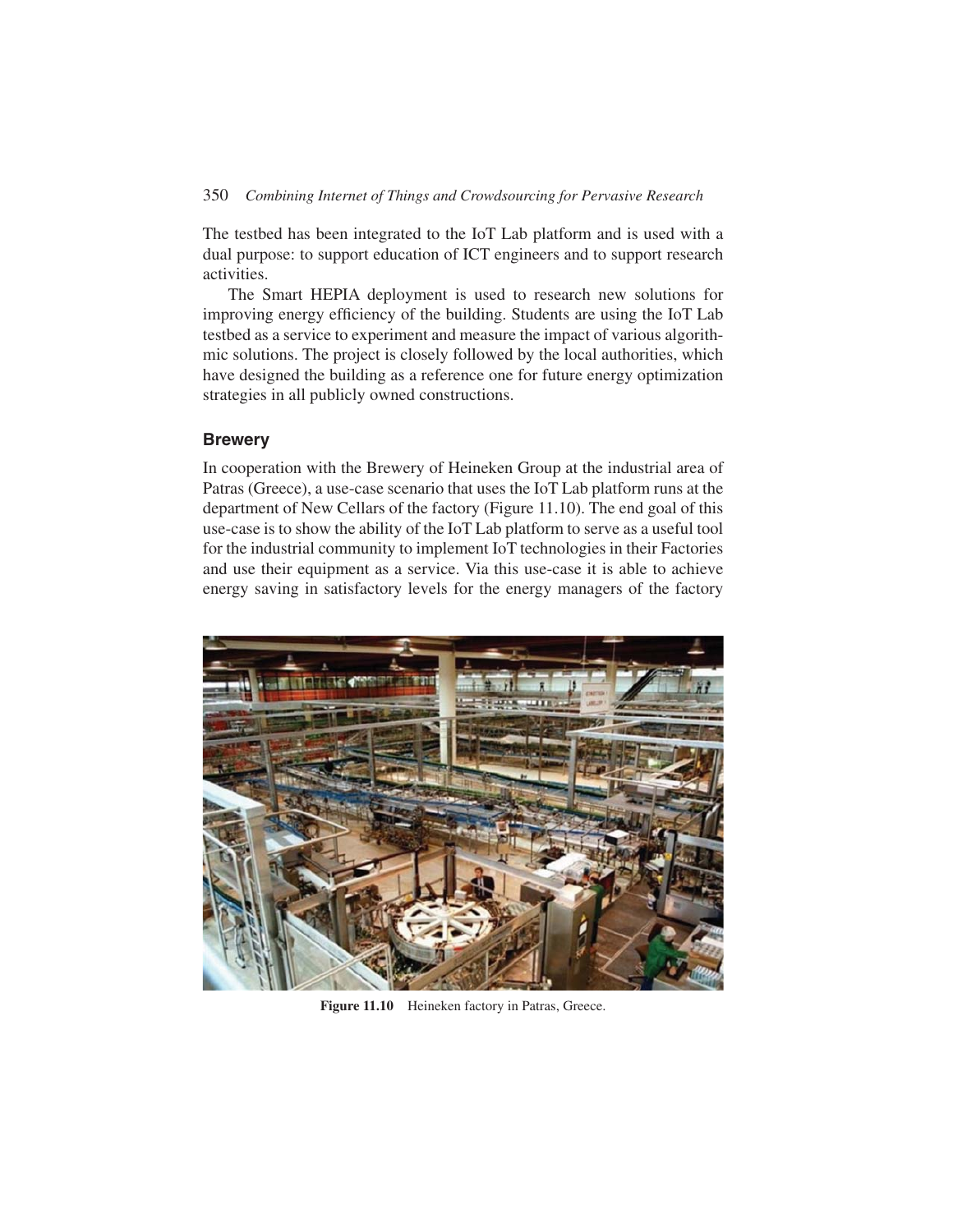The testbed has been integrated to the IoT Lab platform and is used with a dual purpose: to support education of ICT engineers and to support research activities.

The Smart HEPIA deployment is used to research new solutions for improving energy efficiency of the building. Students are using the IoT Lab testbed as a service to experiment and measure the impact of various algorithmic solutions. The project is closely followed by the local authorities, which have designed the building as a reference one for future energy optimization strategies in all publicly owned constructions.

### Brewery

In cooperation with the Brewery of Heineken Group at the industrial area of Patras (Greece), a use-case scenario that uses the IoT Lab platform runs at the department of New Cellars of the factory (Figure 11.10). The end goal of this use-case is to show the ability of the IoT Lab platform to serve as a useful tool for the industrial community to implement IoT technologies in their Factories and use their equipment as a service. Via this use-case it is able to achieve energy saving in satisfactory levels for the energy managers of the factory

**Figure 11.10** Heineken factory in Patras, Greece.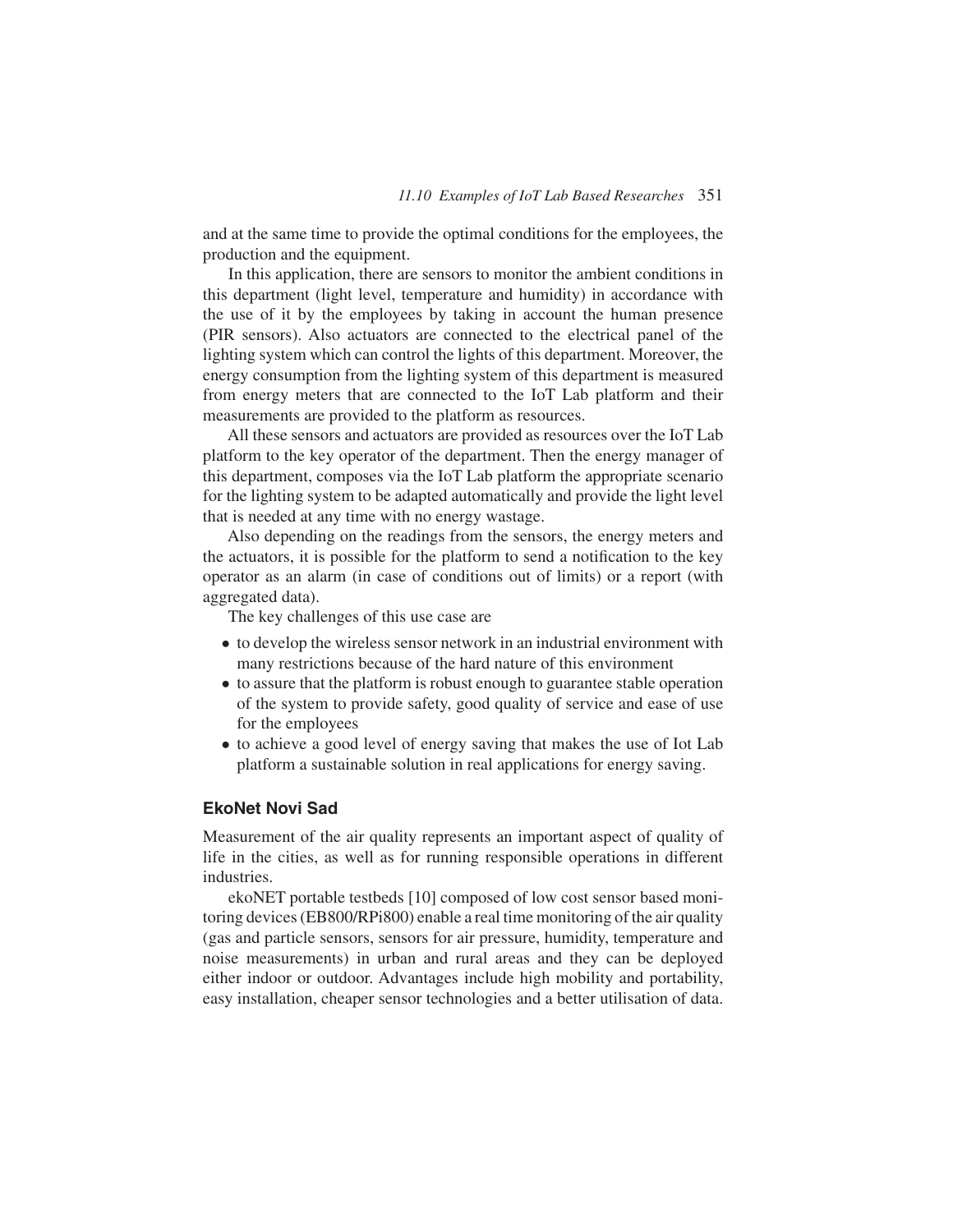and at the same time to provide the optimal conditions for the employees, the production and the equipment.

In this application, there are sensors to monitor the ambient conditions in this department (light level, temperature and humidity) in accordance with the use of it by the employees by taking in account the human presence (PIR sensors). Also actuators are connected to the electrical panel of the lighting system which can control the lights of this department. Moreover, the energy consumption from the lighting system of this department is measured from energy meters that are connected to the IoT Lab platform and their measurements are provided to the platform as resources.

All these sensors and actuators are provided as resources over the IoT Lab platform to the key operator of the department. Then the energy manager of this department, composes via the IoT Lab platform the appropriate scenario for the lighting system to be adapted automatically and provide the light level that is needed at any time with no energy wastage.

Also depending on the readings from the sensors, the energy meters and the actuators, it is possible for the platform to send a notification to the key operator as an alarm (in case of conditions out of limits) or a report (with aggregated data).

The key challenges of this use case are

- to develop the wireless sensor network in an industrial environment with many restrictions because of the hard nature of this environment
- to assure that the platform is robust enough to guarantee stable operation of the system to provide safety, good quality of service and ease of use for the employees
- to achieve a good level of energy saving that makes the use of Iot Lab platform a sustainable solution in real applications for energy saving.

### EkoNet Novi Sad

Measurement of the air quality represents an important aspect of quality of life in the cities, as well as for running responsible operations in different industries.

ekoNET portable testbeds [10] composed of low cost sensor based monitoring devices (EB800/RPi800) enable a real time monitoring of the air quality (gas and particle sensors, sensors for air pressure, humidity, temperature and noise measurements) in urban and rural areas and they can be deployed either indoor or outdoor. Advantages include high mobility and portability, easy installation, cheaper sensor technologies and a better utilisation of data.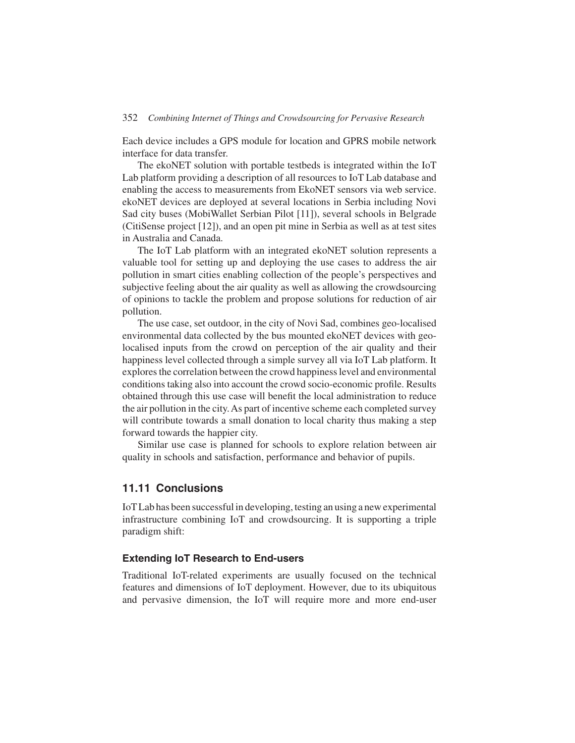Each device includes a GPS module for location and GPRS mobile network interface for data transfer.

The ekoNET solution with portable testbeds is integrated within the IoT Lab platform providing a description of all resources to IoT Lab database and enabling the access to measurements from EkoNET sensors via web service. ekoNET devices are deployed at several locations in Serbia including Novi Sad city buses (MobiWallet Serbian Pilot [11]), several schools in Belgrade (CitiSense project [12]), and an open pit mine in Serbia as well as at test sites in Australia and Canada.

The IoT Lab platform with an integrated ekoNET solution represents a valuable tool for setting up and deploying the use cases to address the air pollution in smart cities enabling collection of the people's perspectives and subjective feeling about the air quality as well as allowing the crowdsourcing of opinions to tackle the problem and propose solutions for reduction of air pollution.

The use case, set outdoor, in the city of Novi Sad, combines geo-localised environmental data collected by the bus mounted ekoNET devices with geo-localised inputs from the crowd on perception of the air quality and their happiness level collected through a simple survey all via IoT Lab platform. It explores the correlation between the crowd happiness level and environmental conditions taking also into account the crowd socio-economic profile. Results obtained through this use case will benefit the local administration to reduce the air pollution in the city. As part of incentive scheme each completed survey will contribute towards a small donation to local charity thus making a step forward towards the happier city.

Similar use case is planned for schools to explore relation between air quality in schools and satisfaction, performance and behavior of pupils.

## 11.11 Conclusions

IoT Lab has been successful in developing, testing an using a new experimental infrastructure combining IoT and crowdsourcing. It is supporting a triple paradigm shift:

### Extending IoT Research to End-users

Traditional IoT-related experiments are usually focused on the technical features and dimensions of IoT deployment. However, due to its ubiquitous and pervasive dimension, the IoT will require more and more end-user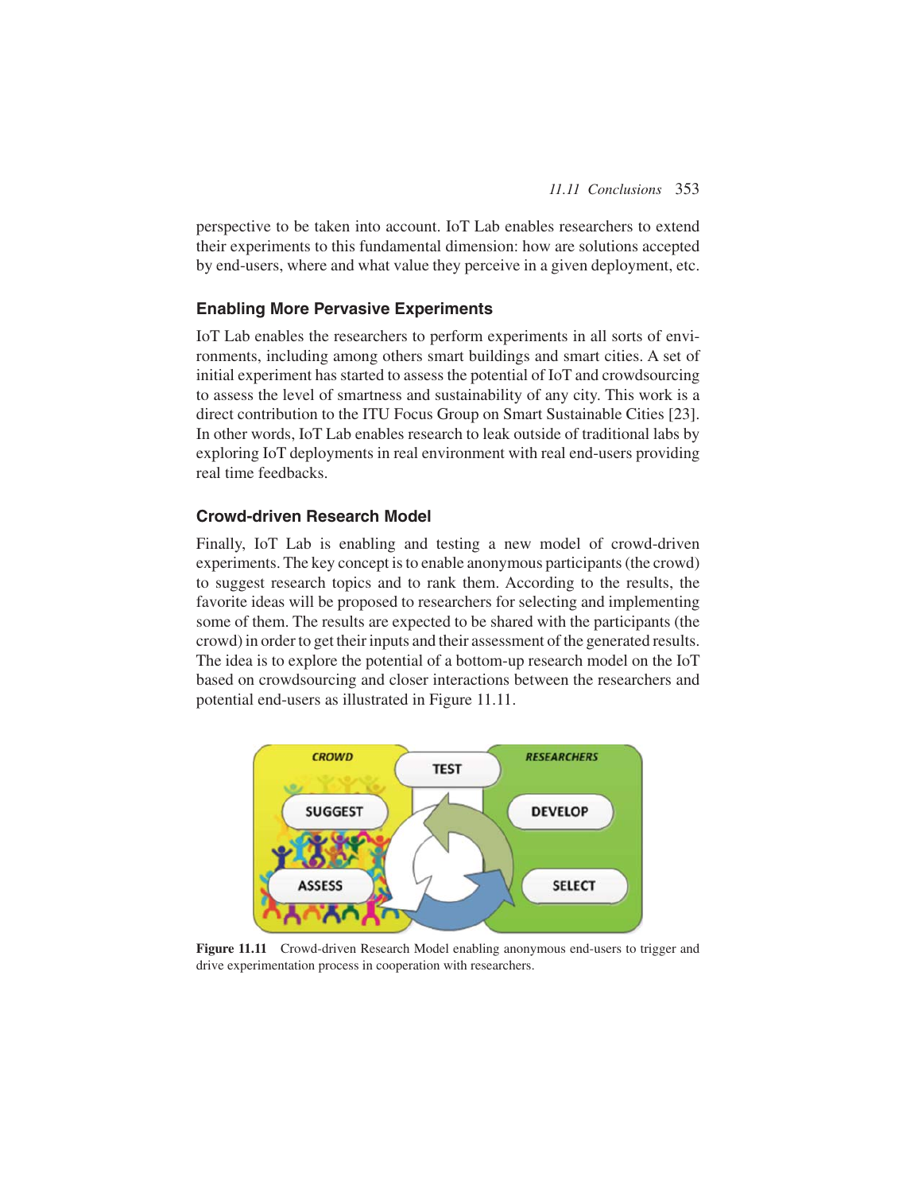perspective to be taken into account. IoT Lab enables researchers to extend their experiments to this fundamental dimension: how are solutions accepted by end-users, where and what value they perceive in a given deployment, etc.

### Enabling More Pervasive Experiments

IoT Lab enables the researchers to perform experiments in all sorts of environments, including among others smart buildings and smart cities. A set of initial experiment has started to assess the potential of IoT and crowdsourcing to assess the level of smartness and sustainability of any city. This work is a direct contribution to the ITU Focus Group on Smart Sustainable Cities [23]. In other words, IoT Lab enables research to leak outside of traditional labs by exploring IoT deployments in real environment with real end-users providing real time feedbacks.

### Crowd-driven Research Model

Finally, IoT Lab is enabling and testing a new model of crowd-driven experiments. The key concept is to enable anonymous participants (the crowd) to suggest research topics and to rank them. According to the results, the favorite ideas will be proposed to researchers for selecting and implementing some of them. The results are expected to be shared with the participants (the crowd) in order to get their inputs and their assessment of the generated results. The idea is to explore the potential of a bottom-up research model on the IoT based on crowdsourcing and closer interactions between the researchers and potential end-users as illustrated in Figure 11.11.

**Figure 11.11** Crowd-driven Research Model enabling anonymous end-users to trigger and drive experimentation process in cooperation with researchers.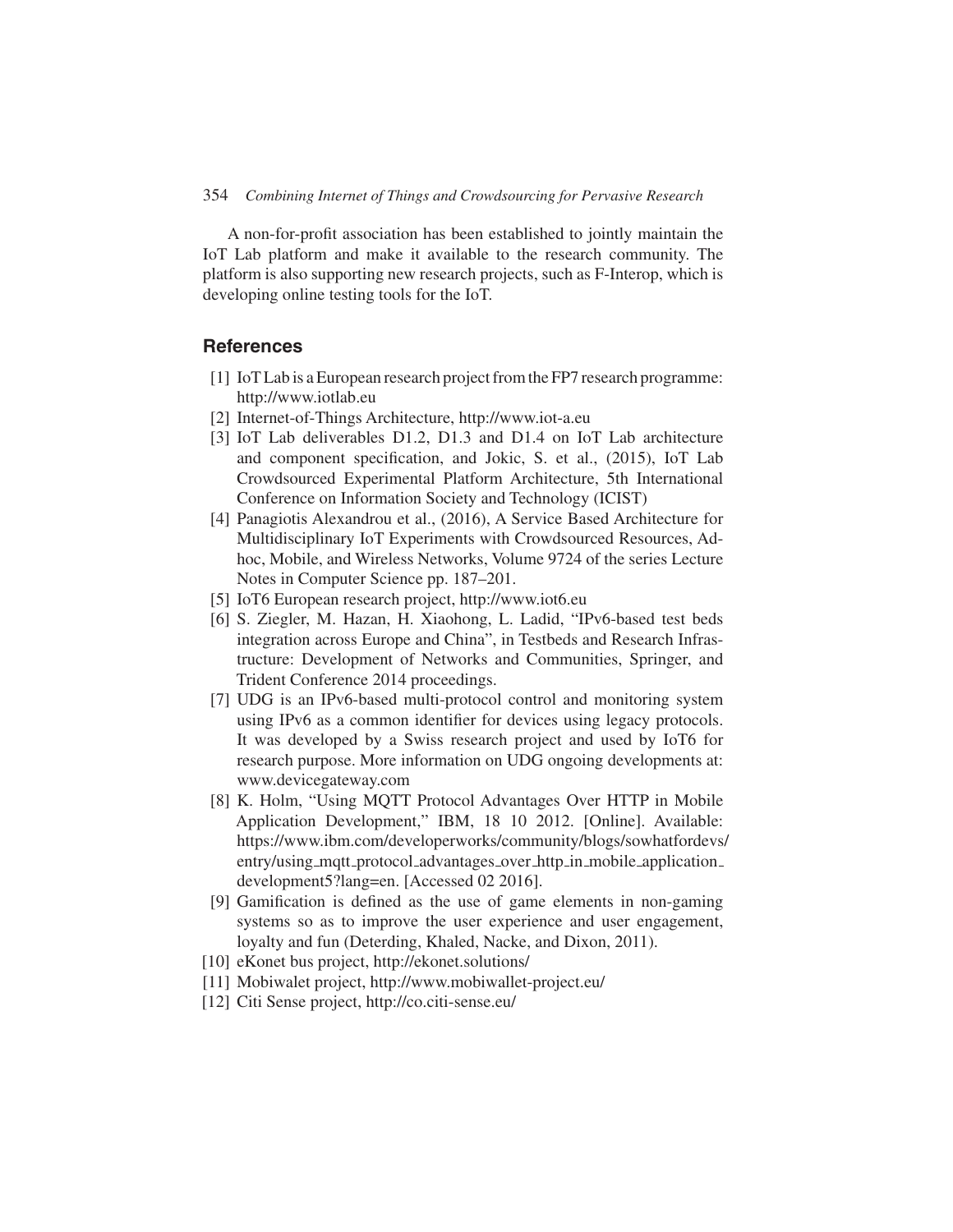A non-for-profit association has been established to jointly maintain the IoT Lab platform and make it available to the research community. The platform is also supporting new research projects, such as F-Interop, which is developing online testing tools for the IoT.

## References

[1] IoT Lab is a European research project from the FP7 research programme: http://www.iotlab.eu

[2] Internet-of-Things Architecture, http://www.iot-a.eu

[3] IoT Lab deliverables D1.2, D1.3 and D1.4 on IoT Lab architecture and component specification, and Jokic, S. et al., (2015), IoT Lab Crowdsourced Experimental Platform Architecture, 5th International Conference on Information Society and Technology (ICIST)

[4] Panagiotis Alexandrou et al., (2016), A Service Based Architecture for Multidisciplinary IoT Experiments with Crowdsourced Resources, Adhoc, Mobile, and Wireless Networks, Volume 9724 of the series Lecture Notes in Computer Science pp. 187–201.

[5] IoT6 European research project, http://www.iot6.eu

[6] S. Ziegler, M. Hazan, H. Xiaohong, L. Ladid, "IPv6-based test beds integration across Europe and China", in Testbeds and Research Infrastructure: Development of Networks and Communities, Springer, and Trident Conference 2014 proceedings.

[7] UDG is an IPv6-based multi-protocol control and monitoring system using IPv6 as a common identifier for devices using legacy protocols. It was developed by a Swiss research project and used by IoT6 for research purpose. More information on UDG ongoing developments at: www.devicegateway.com

[8] K. Holm, "Using MQTT Protocol Advantages Over HTTP in Mobile Application Development," IBM, 18 10 2012. [Online]. Available: https://www.ibm.com/developerworks/community/blogs/sowhatfordevs/entry/using_mqtt_protocol_advantages_over_http_in_mobile_application_development5?lang=en. [Accessed 02 2016].

[9] Gamification is defined as the use of game elements in non-gaming systems so as to improve the user experience and user engagement, loyalty and fun (Deterding, Khaled, Nacke, and Dixon, 2011).

[10] eKonet bus project, http://ekonet.solutions/

[11] Mobiwalet project, http://www.mobiwallet-project.eu/

[12] Citi Sense project, http://co.citi-sense.eu/